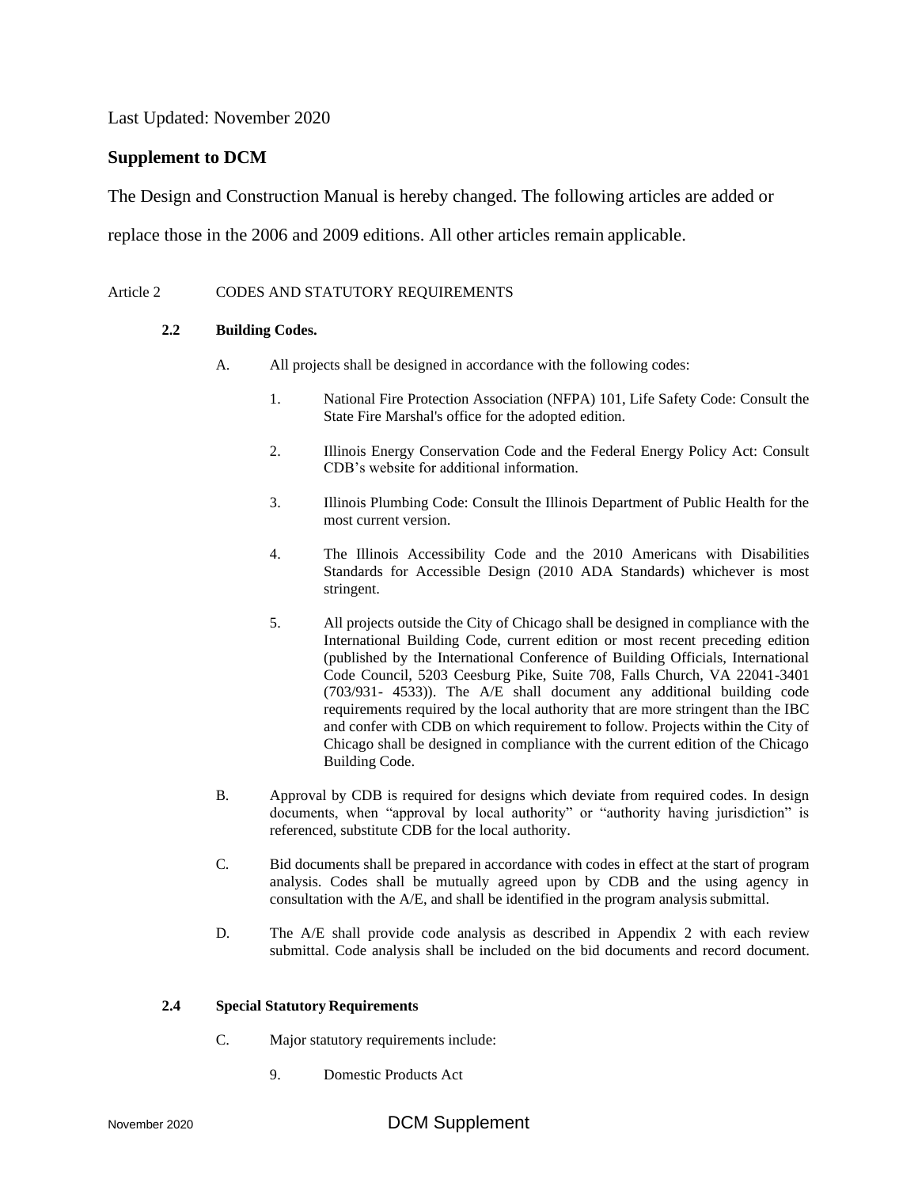Last Updated: November 2020

## Supplement to DCM

The Design and Construction Manual is hereby changed. The following articles are added or replace those in the 2006 and 2009 editions. All other articles remain applicable.

Article 2 CODES AND STATUTORY REQUIREMENTS

**2.2 Building Codes.**

A. All projects shall be designed in accordance with the following codes:

1. National Fire Protection Association (NFPA) 101, Life Safety Code: Consult the State Fire Marshal's office for the adopted edition.

2. Illinois Energy Conservation Code and the Federal Energy Policy Act: Consult CDB's website for additional information.

3. Illinois Plumbing Code: Consult the Illinois Department of Public Health for the most current version.

4. The Illinois Accessibility Code and the 2010 Americans with Disabilities Standards for Accessible Design (2010 ADA Standards) whichever is most stringent.

5. All projects outside the City of Chicago shall be designed in compliance with the International Building Code, current edition or most recent preceding edition (published by the International Conference of Building Officials, International Code Council, 5203 Ceesburg Pike, Suite 708, Falls Church, VA 22041-3401 (703/931- 4533)). The A/E shall document any additional building code requirements required by the local authority that are more stringent than the IBC and confer with CDB on which requirement to follow. Projects within the City of Chicago shall be designed in compliance with the current edition of the Chicago Building Code.

B. Approval by CDB is required for designs which deviate from required codes. In design documents, when "approval by local authority" or "authority having jurisdiction" is referenced, substitute CDB for the local authority.

C. Bid documents shall be prepared in accordance with codes in effect at the start of program analysis. Codes shall be mutually agreed upon by CDB and the using agency in consultation with the A/E, and shall be identified in the program analysis submittal.

D. The A/E shall provide code analysis as described in Appendix 2 with each review submittal. Code analysis shall be included on the bid documents and record document.

**2.4 Special Statutory Requirements**

C. Major statutory requirements include:

9. Domestic Products Act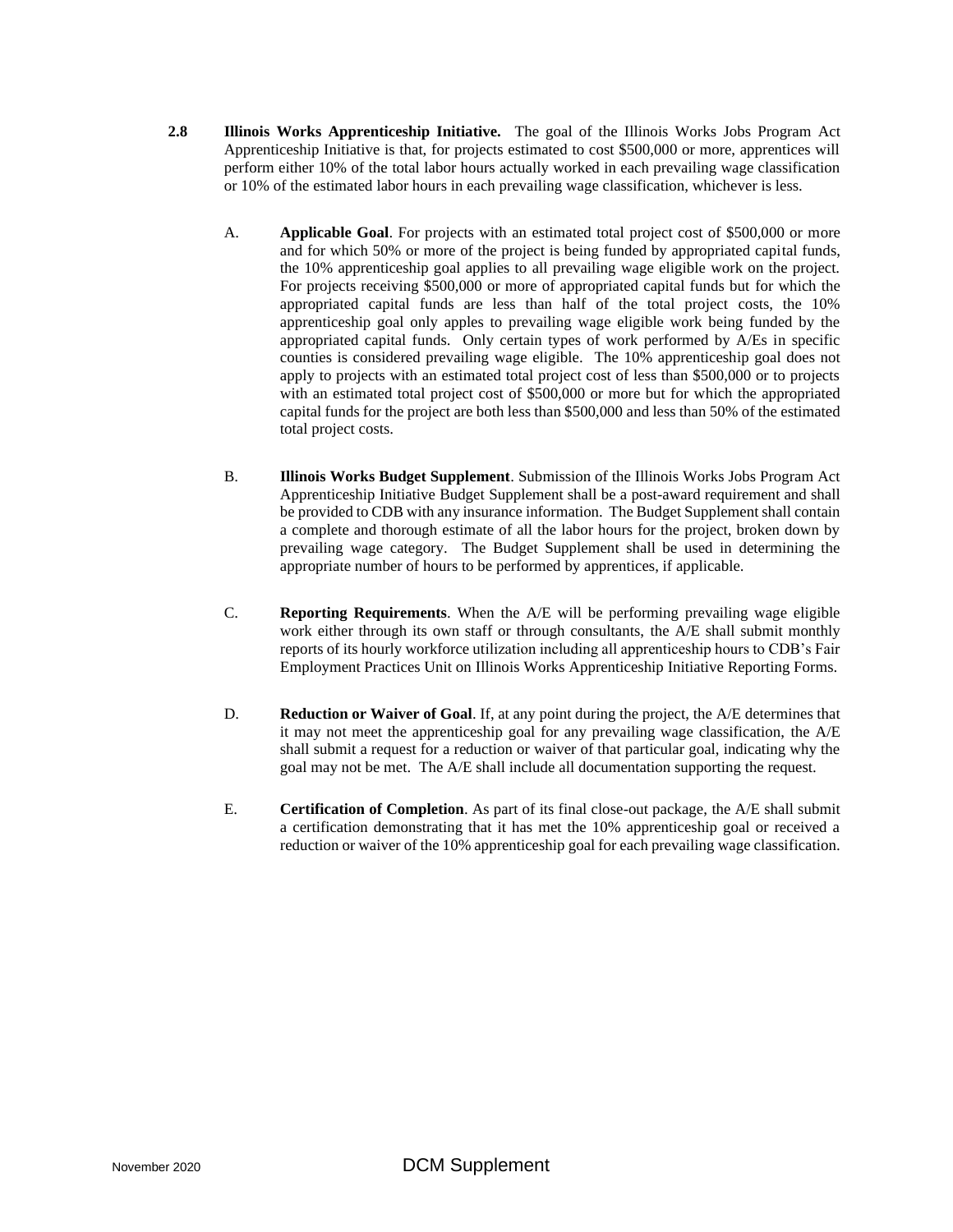**2.8 Illinois Works Apprenticeship Initiative.** The goal of the Illinois Works Jobs Program Act Apprenticeship Initiative is that, for projects estimated to cost $500,000 or more, apprentices will perform either 10% of the total labor hours actually worked in each prevailing wage classification or 10% of the estimated labor hours in each prevailing wage classification, whichever is less.

A. **Applicable Goal**. For projects with an estimated total project cost of $500,000 or more and for which 50% or more of the project is being funded by appropriated capital funds, the 10% apprenticeship goal applies to all prevailing wage eligible work on the project. For projects receiving $500,000 or more of appropriated capital funds but for which the appropriated capital funds are less than half of the total project costs, the 10% apprenticeship goal only apples to prevailing wage eligible work being funded by the appropriated capital funds. Only certain types of work performed by A/Es in specific counties is considered prevailing wage eligible. The 10% apprenticeship goal does not apply to projects with an estimated total project cost of less than $500,000 or to projects with an estimated total project cost of $500,000 or more but for which the appropriated capital funds for the project are both less than $500,000 and less than 50% of the estimated total project costs.

B. **Illinois Works Budget Supplement**. Submission of the Illinois Works Jobs Program Act Apprenticeship Initiative Budget Supplement shall be a post-award requirement and shall be provided to CDB with any insurance information. The Budget Supplement shall contain a complete and thorough estimate of all the labor hours for the project, broken down by prevailing wage category. The Budget Supplement shall be used in determining the appropriate number of hours to be performed by apprentices, if applicable.

C. **Reporting Requirements**. When the A/E will be performing prevailing wage eligible work either through its own staff or through consultants, the A/E shall submit monthly reports of its hourly workforce utilization including all apprenticeship hours to CDB's Fair Employment Practices Unit on Illinois Works Apprenticeship Initiative Reporting Forms.

D. **Reduction or Waiver of Goal**. If, at any point during the project, the A/E determines that it may not meet the apprenticeship goal for any prevailing wage classification, the A/E shall submit a request for a reduction or waiver of that particular goal, indicating why the goal may not be met. The A/E shall include all documentation supporting the request.

E. **Certification of Completion**. As part of its final close-out package, the A/E shall submit a certification demonstrating that it has met the 10% apprenticeship goal or received a reduction or waiver of the 10% apprenticeship goal for each prevailing wage classification.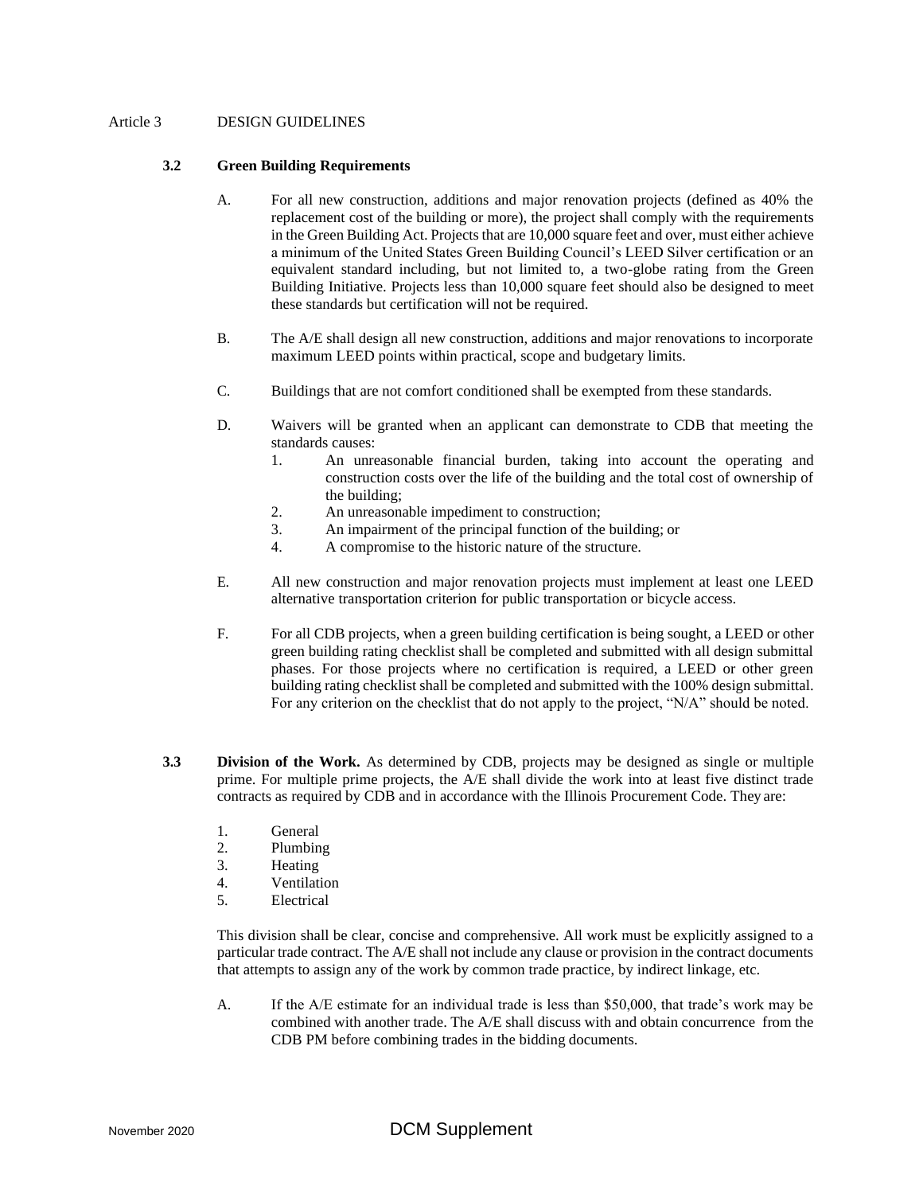Article 3 DESIGN GUIDELINES

### 3.2 Green Building Requirements

A. For all new construction, additions and major renovation projects (defined as 40% the replacement cost of the building or more), the project shall comply with the requirements in the Green Building Act. Projects that are 10,000 square feet and over, must either achieve a minimum of the United States Green Building Council's LEED Silver certification or an equivalent standard including, but not limited to, a two-globe rating from the Green Building Initiative. Projects less than 10,000 square feet should also be designed to meet these standards but certification will not be required.

B. The A/E shall design all new construction, additions and major renovations to incorporate maximum LEED points within practical, scope and budgetary limits.

C. Buildings that are not comfort conditioned shall be exempted from these standards.

D. Waivers will be granted when an applicant can demonstrate to CDB that meeting the standards causes:
   1. An unreasonable financial burden, taking into account the operating and construction costs over the life of the building and the total cost of ownership of the building;
   2. An unreasonable impediment to construction;
   3. An impairment of the principal function of the building; or
   4. A compromise to the historic nature of the structure.

E. All new construction and major renovation projects must implement at least one LEED alternative transportation criterion for public transportation or bicycle access.

F. For all CDB projects, when a green building certification is being sought, a LEED or other green building rating checklist shall be completed and submitted with all design submittal phases. For those projects where no certification is required, a LEED or other green building rating checklist shall be completed and submitted with the 100% design submittal. For any criterion on the checklist that do not apply to the project, "N/A" should be noted.

**3.3 Division of the Work.** As determined by CDB, projects may be designed as single or multiple prime. For multiple prime projects, the A/E shall divide the work into at least five distinct trade contracts as required by CDB and in accordance with the Illinois Procurement Code. They are:

1. General
2. Plumbing
3. Heating
4. Ventilation
5. Electrical

This division shall be clear, concise and comprehensive. All work must be explicitly assigned to a particular trade contract. The A/E shall not include any clause or provision in the contract documents that attempts to assign any of the work by common trade practice, by indirect linkage, etc.

A. If the A/E estimate for an individual trade is less than $50,000, that trade's work may be combined with another trade. The A/E shall discuss with and obtain concurrence from the CDB PM before combining trades in the bidding documents.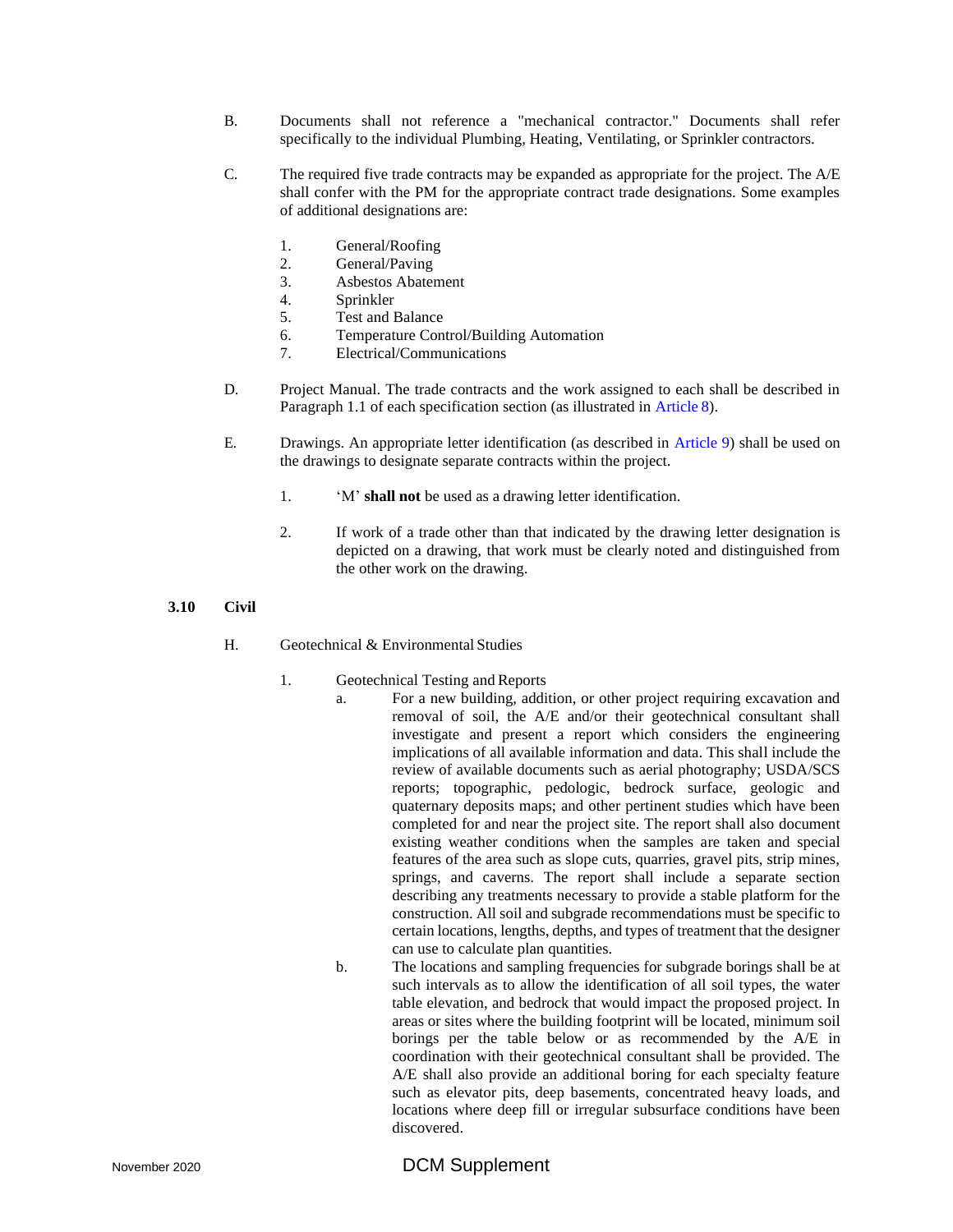B. Documents shall not reference a "mechanical contractor." Documents shall refer specifically to the individual Plumbing, Heating, Ventilating, or Sprinkler contractors.

C. The required five trade contracts may be expanded as appropriate for the project. The A/E shall confer with the PM for the appropriate contract trade designations. Some examples of additional designations are:

1. General/Roofing
2. General/Paving
3. Asbestos Abatement
4. Sprinkler
5. Test and Balance
6. Temperature Control/Building Automation
7. Electrical/Communications

D. Project Manual. The trade contracts and the work assigned to each shall be described in Paragraph 1.1 of each specification section (as illustrated in Article 8).

E. Drawings. An appropriate letter identification (as described in Article 9) shall be used on the drawings to designate separate contracts within the project.

1. 'M' **shall not** be used as a drawing letter identification.

2. If work of a trade other than that indicated by the drawing letter designation is depicted on a drawing, that work must be clearly noted and distinguished from the other work on the drawing.

## 3.10 Civil

H. Geotechnical & Environmental Studies

1. Geotechnical Testing and Reports

   a. For a new building, addition, or other project requiring excavation and removal of soil, the A/E and/or their geotechnical consultant shall investigate and present a report which considers the engineering implications of all available information and data. This shall include the review of available documents such as aerial photography; USDA/SCS reports; topographic, pedologic, bedrock surface, geologic and quaternary deposits maps; and other pertinent studies which have been completed for and near the project site. The report shall also document existing weather conditions when the samples are taken and special features of the area such as slope cuts, quarries, gravel pits, strip mines, springs, and caverns. The report shall include a separate section describing any treatments necessary to provide a stable platform for the construction. All soil and subgrade recommendations must be specific to certain locations, lengths, depths, and types of treatment that the designer can use to calculate plan quantities.

   b. The locations and sampling frequencies for subgrade borings shall be at such intervals as to allow the identification of all soil types, the water table elevation, and bedrock that would impact the proposed project. In areas or sites where the building footprint will be located, minimum soil borings per the table below or as recommended by the A/E in coordination with their geotechnical consultant shall be provided. The A/E shall also provide an additional boring for each specialty feature such as elevator pits, deep basements, concentrated heavy loads, and locations where deep fill or irregular subsurface conditions have been discovered.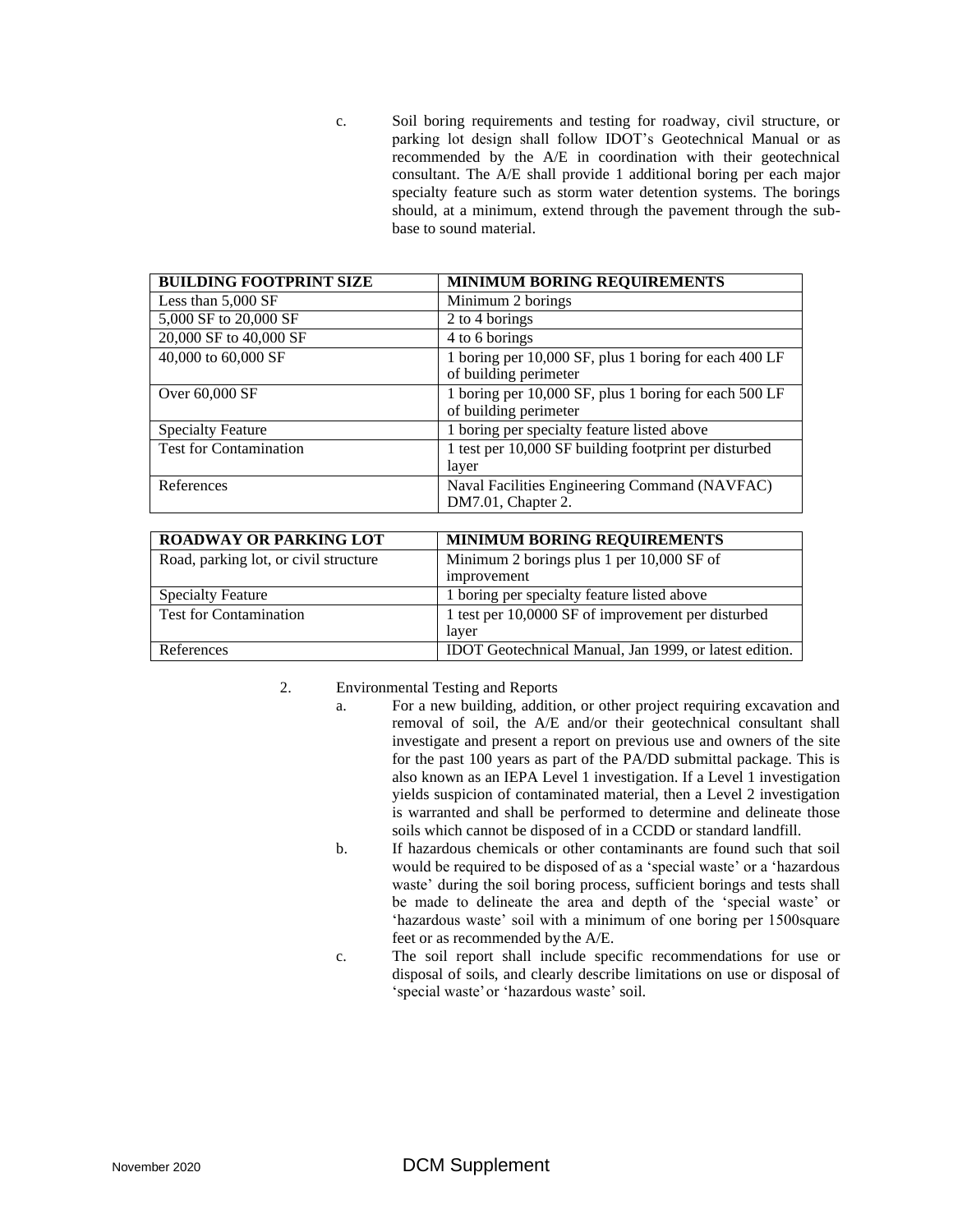c. Soil boring requirements and testing for roadway, civil structure, or parking lot design shall follow IDOT's Geotechnical Manual or as recommended by the A/E in coordination with their geotechnical consultant. The A/E shall provide 1 additional boring per each major specialty feature such as storm water detention systems. The borings should, at a minimum, extend through the pavement through the sub-base to sound material.

| BUILDING FOOTPRINT SIZE | MINIMUM BORING REQUIREMENTS |
|---|---|
| Less than 5,000 SF | Minimum 2 borings |
| 5,000 SF to 20,000 SF | 2 to 4 borings |
| 20,000 SF to 40,000 SF | 4 to 6 borings |
| 40,000 to 60,000 SF | 1 boring per 10,000 SF, plus 1 boring for each 400 LF of building perimeter |
| Over 60,000 SF | 1 boring per 10,000 SF, plus 1 boring for each 500 LF of building perimeter |
| Specialty Feature | 1 boring per specialty feature listed above |
| Test for Contamination | 1 test per 10,000 SF building footprint per disturbed layer |
| References | Naval Facilities Engineering Command (NAVFAC) DM7.01, Chapter 2. |

| ROADWAY OR PARKING LOT | MINIMUM BORING REQUIREMENTS |
|---|---|
| Road, parking lot, or civil structure | Minimum 2 borings plus 1 per 10,000 SF of improvement |
| Specialty Feature | 1 boring per specialty feature listed above |
| Test for Contamination | 1 test per 10,0000 SF of improvement per disturbed layer |
| References | IDOT Geotechnical Manual, Jan 1999, or latest edition. |

2. Environmental Testing and Reports

   a. For a new building, addition, or other project requiring excavation and removal of soil, the A/E and/or their geotechnical consultant shall investigate and present a report on previous use and owners of the site for the past 100 years as part of the PA/DD submittal package. This is also known as an IEPA Level 1 investigation. If a Level 1 investigation yields suspicion of contaminated material, then a Level 2 investigation is warranted and shall be performed to determine and delineate those soils which cannot be disposed of in a CCDD or standard landfill.

   b. If hazardous chemicals or other contaminants are found such that soil would be required to be disposed of as a 'special waste' or a 'hazardous waste' during the soil boring process, sufficient borings and tests shall be made to delineate the area and depth of the 'special waste' or 'hazardous waste' soil with a minimum of one boring per 1500square feet or as recommended by the A/E.

   c. The soil report shall include specific recommendations for use or disposal of soils, and clearly describe limitations on use or disposal of 'special waste' or 'hazardous waste' soil.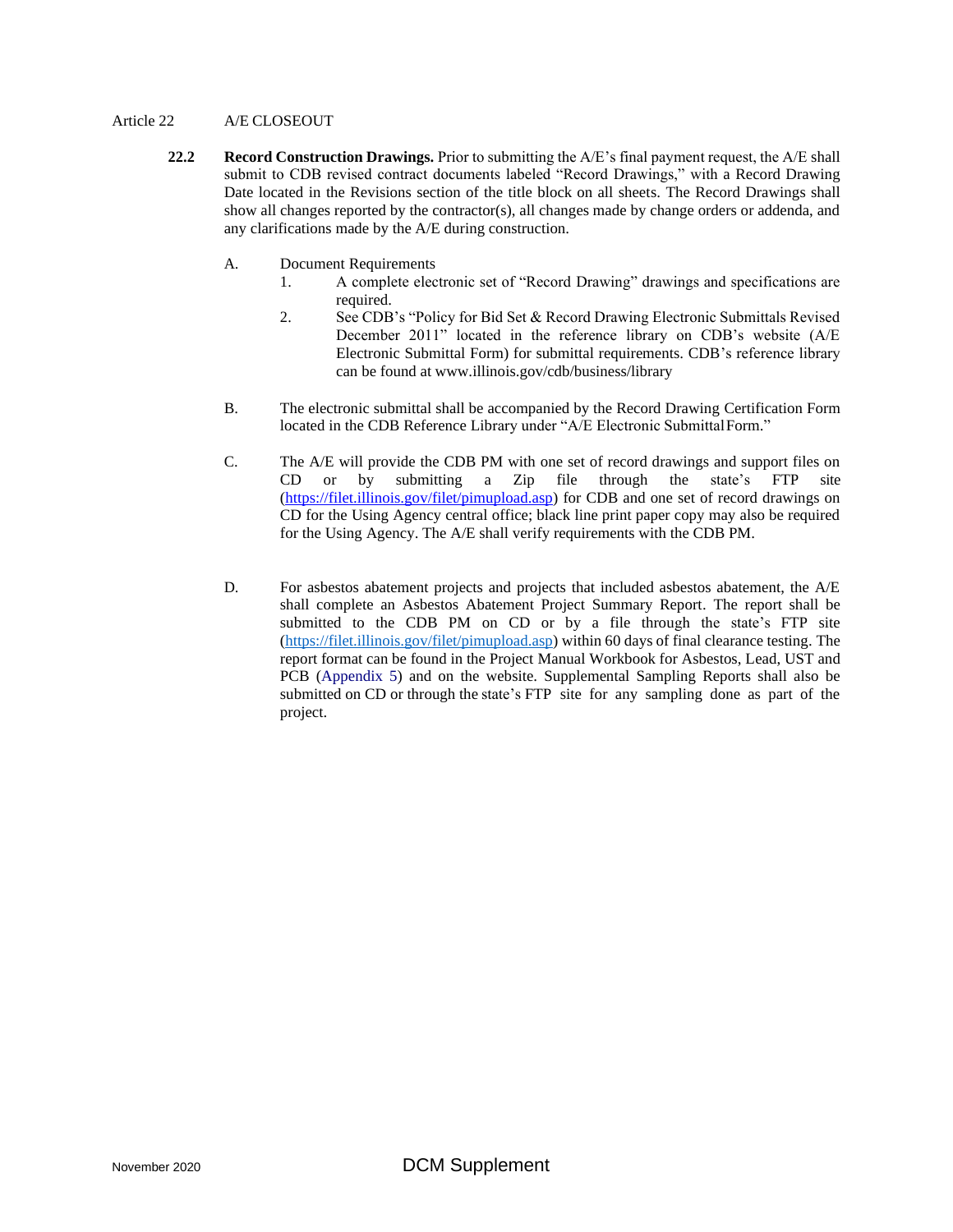Article 22 A/E CLOSEOUT

**22.2 Record Construction Drawings.** Prior to submitting the A/E's final payment request, the A/E shall submit to CDB revised contract documents labeled "Record Drawings," with a Record Drawing Date located in the Revisions section of the title block on all sheets. The Record Drawings shall show all changes reported by the contractor(s), all changes made by change orders or addenda, and any clarifications made by the A/E during construction.

A. Document Requirements

1. A complete electronic set of "Record Drawing" drawings and specifications are required.
2. See CDB's "Policy for Bid Set & Record Drawing Electronic Submittals Revised December 2011" located in the reference library on CDB's website (A/E Electronic Submittal Form) for submittal requirements. CDB's reference library can be found at www.illinois.gov/cdb/business/library

B. The electronic submittal shall be accompanied by the Record Drawing Certification Form located in the CDB Reference Library under "A/E Electronic Submittal Form."

C. The A/E will provide the CDB PM with one set of record drawings and support files on CD or by submitting a Zip file through the state's FTP site (https://filet.illinois.gov/filet/pimupload.asp) for CDB and one set of record drawings on CD for the Using Agency central office; black line print paper copy may also be required for the Using Agency. The A/E shall verify requirements with the CDB PM.

D. For asbestos abatement projects and projects that included asbestos abatement, the A/E shall complete an Asbestos Abatement Project Summary Report. The report shall be submitted to the CDB PM on CD or by a file through the state's FTP site (https://filet.illinois.gov/filet/pimupload.asp) within 60 days of final clearance testing. The report format can be found in the Project Manual Workbook for Asbestos, Lead, UST and PCB (Appendix 5) and on the website. Supplemental Sampling Reports shall also be submitted on CD or through the state's FTP site for any sampling done as part of the project.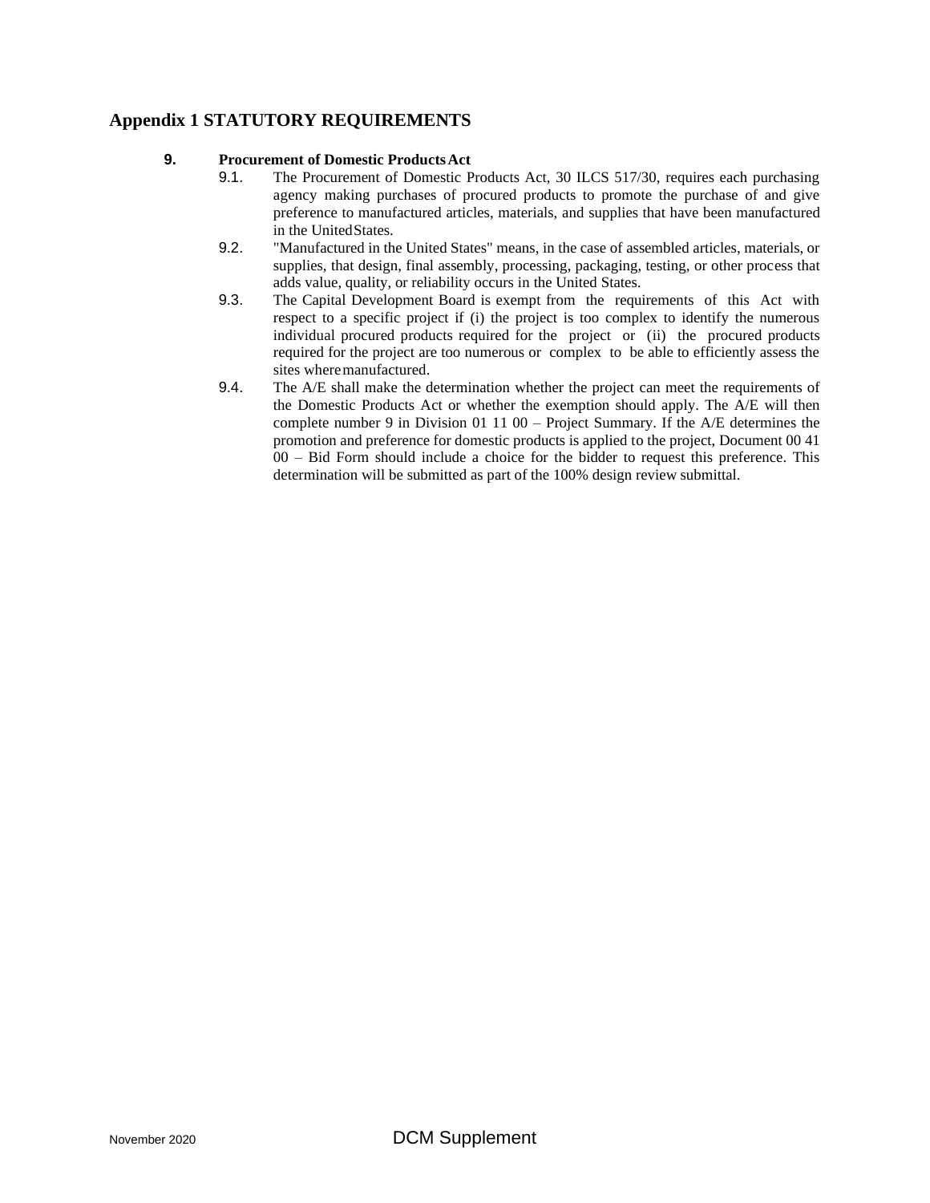## Appendix 1 STATUTORY REQUIREMENTS

**9. Procurement of Domestic Products Act**

9.1. The Procurement of Domestic Products Act, 30 ILCS 517/30, requires each purchasing agency making purchases of procured products to promote the purchase of and give preference to manufactured articles, materials, and supplies that have been manufactured in the United States.

9.2. "Manufactured in the United States" means, in the case of assembled articles, materials, or supplies, that design, final assembly, processing, packaging, testing, or other process that adds value, quality, or reliability occurs in the United States.

9.3. The Capital Development Board is exempt from the requirements of this Act with respect to a specific project if (i) the project is too complex to identify the numerous individual procured products required for the project or (ii) the procured products required for the project are too numerous or complex to be able to efficiently assess the sites where manufactured.

9.4. The A/E shall make the determination whether the project can meet the requirements of the Domestic Products Act or whether the exemption should apply. The A/E will then complete number 9 in Division 01 11 00 – Project Summary. If the A/E determines the promotion and preference for domestic products is applied to the project, Document 00 41 00 – Bid Form should include a choice for the bidder to request this preference. This determination will be submitted as part of the 100% design review submittal.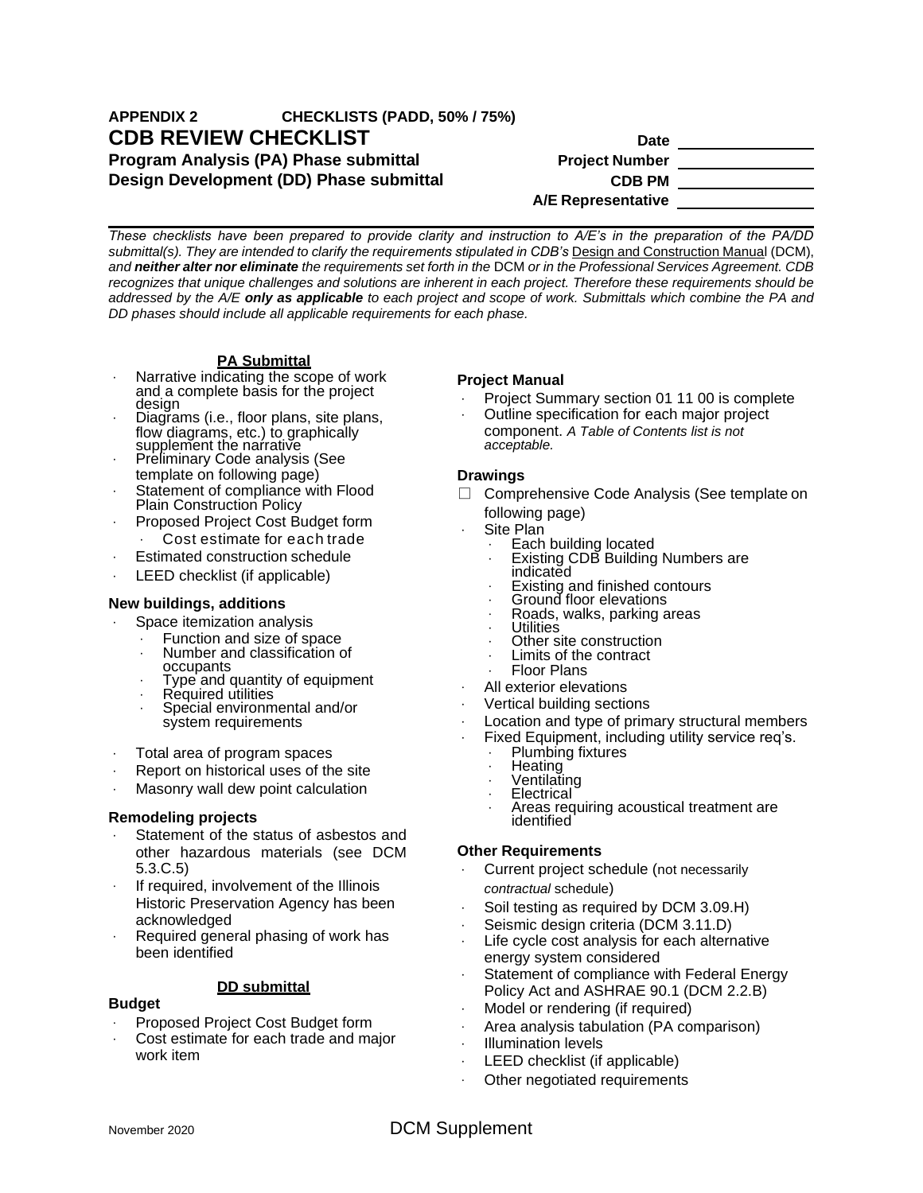**APPENDIX 2 CHECKLISTS (PADD, 50% / 75%)**

# CDB REVIEW CHECKLIST

**Program Analysis (PA) Phase submittal**
**Design Development (DD) Phase submittal**

**Date** ________________
**Project Number** ________________
**CDB PM** ________________
**A/E Representative** ________________

*These checklists have been prepared to provide clarity and instruction to A/E's in the preparation of the PA/DD submittal(s). They are intended to clarify the requirements stipulated in CDB's* Design and Construction Manual (DCM), *and* ***neither alter nor eliminate*** *the requirements set forth in the* DCM *or in the Professional Services Agreement. CDB recognizes that unique challenges and solutions are inherent in each project. Therefore these requirements should be addressed by the A/E* ***only as applicable*** *to each project and scope of work. Submittals which combine the PA and DD phases should include all applicable requirements for each phase.*

## PA Submittal

- Narrative indicating the scope of work and a complete basis for the project design
- Diagrams (i.e., floor plans, site plans, flow diagrams, etc.) to graphically supplement the narrative
- Preliminary Code analysis (See template on following page)
- Statement of compliance with Flood Plain Construction Policy
- Proposed Project Cost Budget form
  - Cost estimate for each trade
- Estimated construction schedule
- LEED checklist (if applicable)

### New buildings, additions

- Space itemization analysis
  - Function and size of space
  - Number and classification of occupants
  - Type and quantity of equipment
  - Required utilities
  - Special environmental and/or system requirements
- Total area of program spaces
- Report on historical uses of the site
- Masonry wall dew point calculation

### Remodeling projects

- Statement of the status of asbestos and other hazardous materials (see DCM 5.3.C.5)
- If required, involvement of the Illinois Historic Preservation Agency has been acknowledged
- Required general phasing of work has been identified

## DD submittal

### Budget

- Proposed Project Cost Budget form
- Cost estimate for each trade and major work item

### Project Manual

- Project Summary section 01 11 00 is complete
- Outline specification for each major project component. *A Table of Contents list is not acceptable.*

### Drawings

- ☐ Comprehensive Code Analysis (See template on following page)
- Site Plan
  - Each building located
  - Existing CDB Building Numbers are indicated
  - Existing and finished contours
  - Ground floor elevations
  - Roads, walks, parking areas
  - Utilities
  - Other site construction
  - Limits of the contract
  - Floor Plans
- All exterior elevations
- Vertical building sections
- Location and type of primary structural members
- Fixed Equipment, including utility service req's.
  - Plumbing fixtures
  - Heating
  - Ventilating
  - Electrical
  - Areas requiring acoustical treatment are identified

### Other Requirements

- Current project schedule (not necessarily *contractual* schedule)
- Soil testing as required by DCM 3.09.H)
- Seismic design criteria (DCM 3.11.D)
- Life cycle cost analysis for each alternative energy system considered
- Statement of compliance with Federal Energy Policy Act and ASHRAE 90.1 (DCM 2.2.B)
- Model or rendering (if required)
- Area analysis tabulation (PA comparison)
- Illumination levels
- LEED checklist (if applicable)
- Other negotiated requirements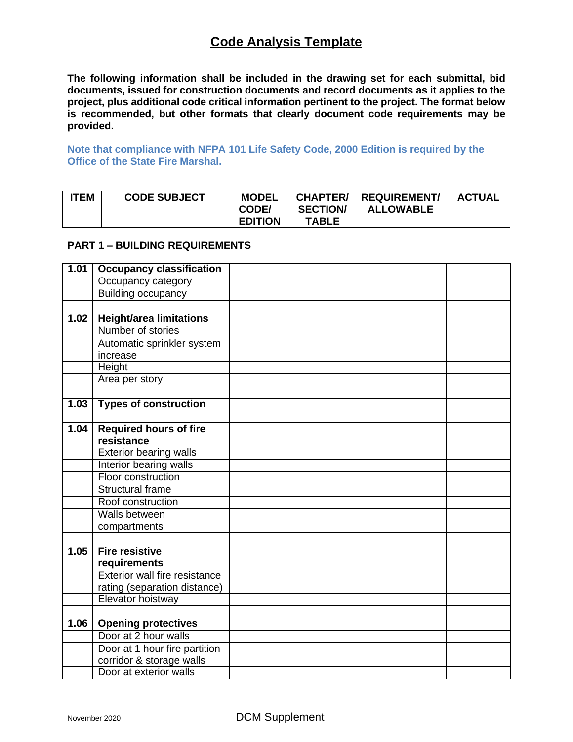# Code Analysis Template

**The following information shall be included in the drawing set for each submittal, bid documents, issued for construction documents and record documents as it applies to the project, plus additional code critical information pertinent to the project. The format below is recommended, but other formats that clearly document code requirements may be provided.**

**Note that compliance with NFPA 101 Life Safety Code, 2000 Edition is required by the Office of the State Fire Marshal.**

| ITEM | CODE SUBJECT | MODEL CODE/ EDITION | CHAPTER/ SECTION/ TABLE | REQUIREMENT/ ALLOWABLE | ACTUAL |
|---|---|---|---|---|---|

**PART 1 – BUILDING REQUIREMENTS**

| ITEM | CODE SUBJECT | MODEL CODE/ EDITION | CHAPTER/ SECTION/ TABLE | REQUIREMENT/ ALLOWABLE | ACTUAL |
|---|---|---|---|---|---|
| **1.01** | **Occupancy classification** | | | | |
| | Occupancy category | | | | |
| | Building occupancy | | | | |
| | | | | | |
| **1.02** | **Height/area limitations** | | | | |
| | Number of stories | | | | |
| | Automatic sprinkler system increase | | | | |
| | Height | | | | |
| | Area per story | | | | |
| | | | | | |
| **1.03** | **Types of construction** | | | | |
| | | | | | |
| **1.04** | **Required hours of fire resistance** | | | | |
| | Exterior bearing walls | | | | |
| | Interior bearing walls | | | | |
| | Floor construction | | | | |
| | Structural frame | | | | |
| | Roof construction | | | | |
| | Walls between compartments | | | | |
| | | | | | |
| **1.05** | **Fire resistive requirements** | | | | |
| | Exterior wall fire resistance rating (separation distance) | | | | |
| | Elevator hoistway | | | | |
| | | | | | |
| **1.06** | **Opening protectives** | | | | |
| | Door at 2 hour walls | | | | |
| | Door at 1 hour fire partition corridor & storage walls | | | | |
| | Door at exterior walls | | | | |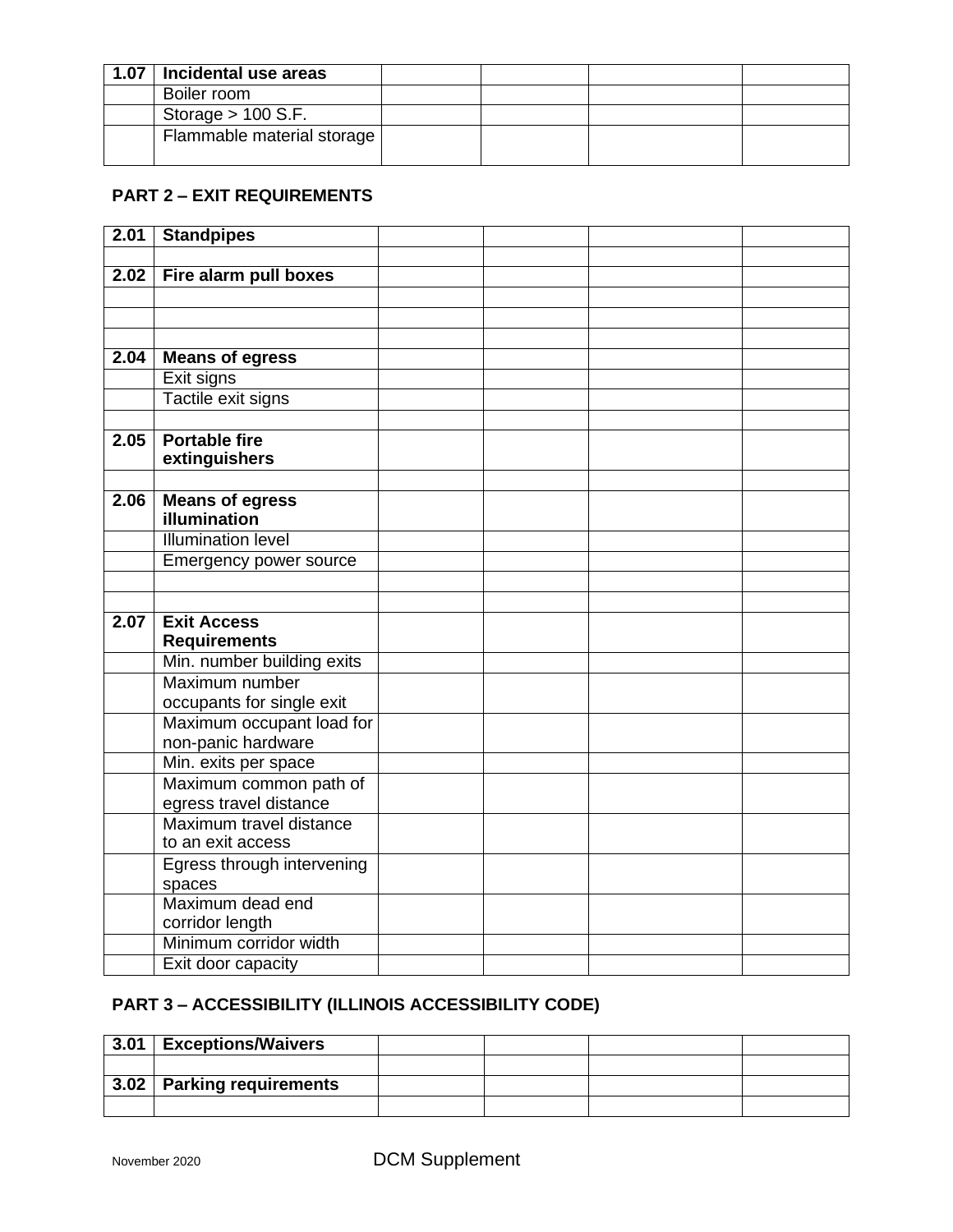| 1.07 | **Incidental use areas** | | | | |
|---|---|---|---|---|---|
| | Boiler room | | | | |
| | Storage > 100 S.F. | | | | |
| | Flammable material storage | | | | |

**PART 2 – EXIT REQUIREMENTS**

| 2.01 | **Standpipes** | | | | |
|---|---|---|---|---|---|
| | | | | | |
| 2.02 | **Fire alarm pull boxes** | | | | |
| | | | | | |
| | | | | | |
| | | | | | |
| 2.04 | **Means of egress** | | | | |
| | Exit signs | | | | |
| | Tactile exit signs | | | | |
| | | | | | |
| 2.05 | **Portable fire extinguishers** | | | | |
| | | | | | |
| 2.06 | **Means of egress illumination** | | | | |
| | Illumination level | | | | |
| | Emergency power source | | | | |
| | | | | | |
| | | | | | |
| 2.07 | **Exit Access Requirements** | | | | |
| | Min. number building exits | | | | |
| | Maximum number occupants for single exit | | | | |
| | Maximum occupant load for non-panic hardware | | | | |
| | Min. exits per space | | | | |
| | Maximum common path of egress travel distance | | | | |
| | Maximum travel distance to an exit access | | | | |
| | Egress through intervening spaces | | | | |
| | Maximum dead end corridor length | | | | |
| | Minimum corridor width | | | | |
| | Exit door capacity | | | | |

**PART 3 – ACCESSIBILITY (ILLINOIS ACCESSIBILITY CODE)**

| 3.01 | **Exceptions/Waivers** | | | | |
|---|---|---|---|---|---|
| | | | | | |
| 3.02 | **Parking requirements** | | | | |
| | | | | | |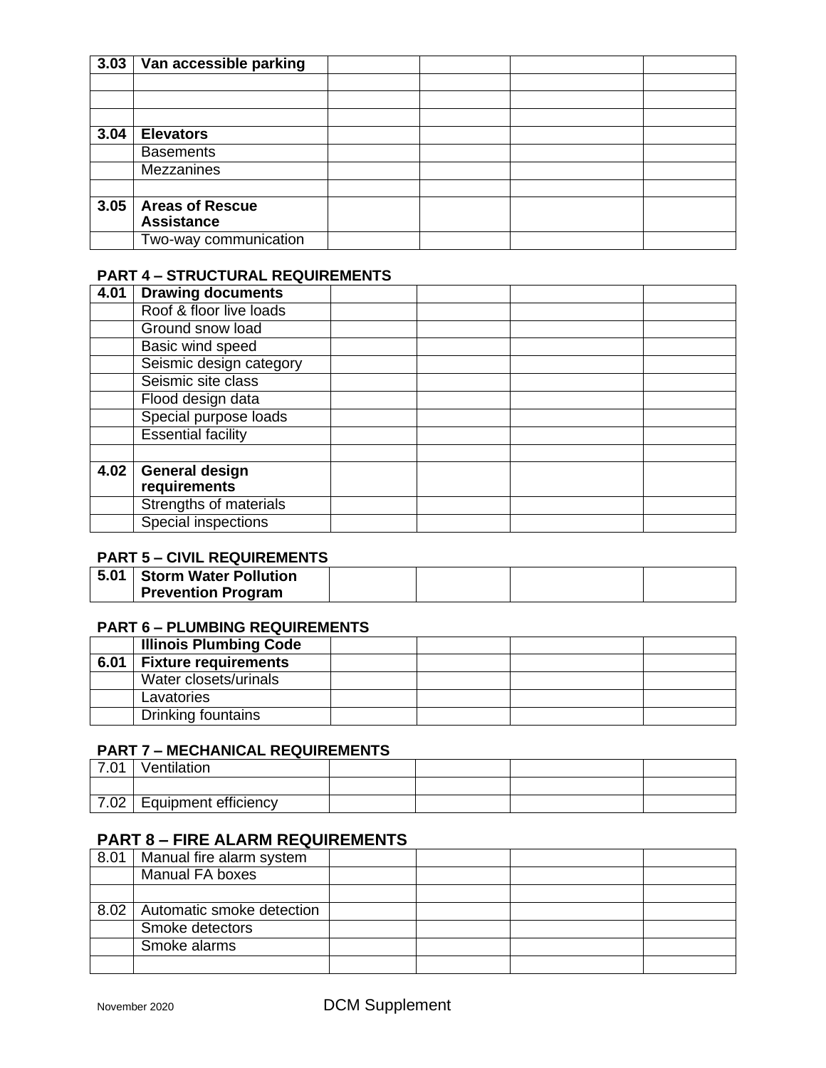| 3.03 | **Van accessible parking** | | | | |
|---|---|---|---|---|---|
| | | | | | |
| | | | | | |
| | | | | | |
| 3.04 | **Elevators** | | | | |
| | Basements | | | | |
| | Mezzanines | | | | |
| | | | | | |
| 3.05 | **Areas of Rescue Assistance** | | | | |
| | Two-way communication | | | | |

## PART 4 – STRUCTURAL REQUIREMENTS

| 4.01 | **Drawing documents** | | | | |
|---|---|---|---|---|---|
| | Roof & floor live loads | | | | |
| | Ground snow load | | | | |
| | Basic wind speed | | | | |
| | Seismic design category | | | | |
| | Seismic site class | | | | |
| | Flood design data | | | | |
| | Special purpose loads | | | | |
| | Essential facility | | | | |
| | | | | | |
| 4.02 | **General design requirements** | | | | |
| | Strengths of materials | | | | |
| | Special inspections | | | | |

## PART 5 – CIVIL REQUIREMENTS

| 5.01 | **Storm Water Pollution Prevention Program** | | | | |
|---|---|---|---|---|---|

## PART 6 – PLUMBING REQUIREMENTS

| | **Illinois Plumbing Code** | | | | |
|---|---|---|---|---|---|
| 6.01 | **Fixture requirements** | | | | |
| | Water closets/urinals | | | | |
| | Lavatories | | | | |
| | Drinking fountains | | | | |

## PART 7 – MECHANICAL REQUIREMENTS

| 7.01 | Ventilation | | | | |
|---|---|---|---|---|---|
| | | | | | |
| 7.02 | Equipment efficiency | | | | |

## PART 8 – FIRE ALARM REQUIREMENTS

| 8.01 | Manual fire alarm system | | | | |
|---|---|---|---|---|---|
| | Manual FA boxes | | | | |
| | | | | | |
| 8.02 | Automatic smoke detection | | | | |
| | Smoke detectors | | | | |
| | Smoke alarms | | | | |
| | | | | | |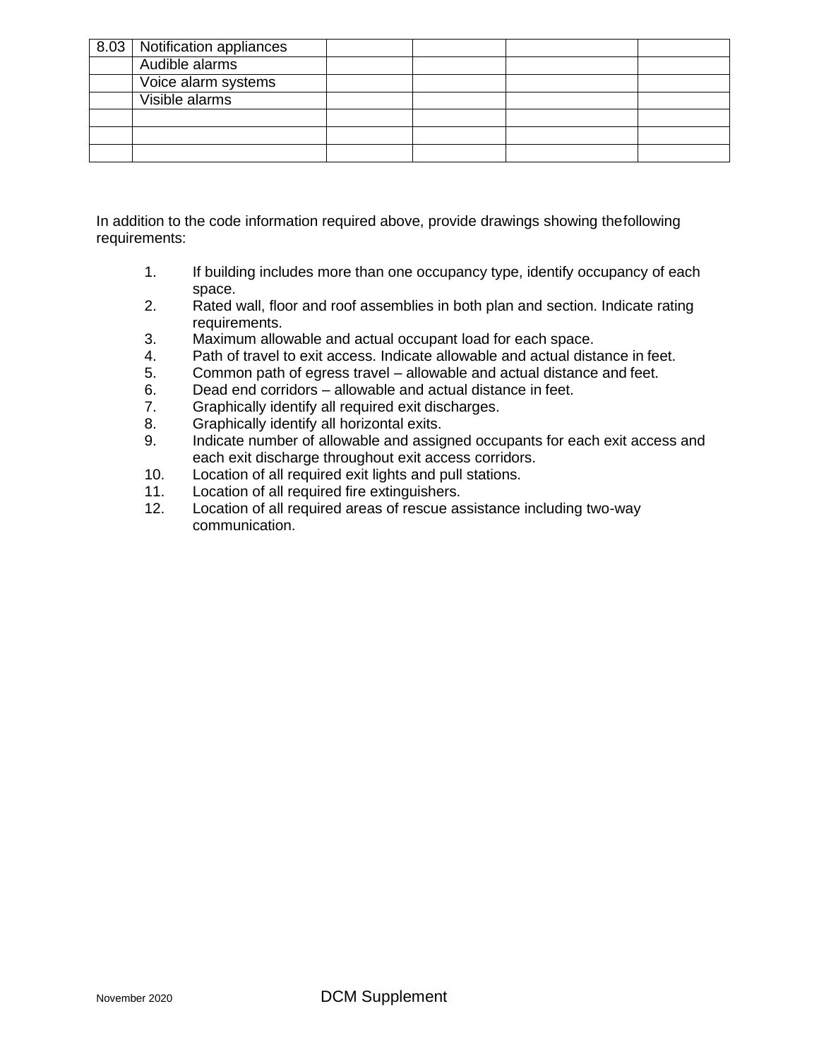| 8.03 | Notification appliances | | | | |
|---|---|---|---|---|---|
| | Audible alarms | | | | |
| | Voice alarm systems | | | | |
| | Visible alarms | | | | |
| | | | | | |
| | | | | | |
| | | | | | |

In addition to the code information required above, provide drawings showing the following requirements:

1. If building includes more than one occupancy type, identify occupancy of each space.
2. Rated wall, floor and roof assemblies in both plan and section. Indicate rating requirements.
3. Maximum allowable and actual occupant load for each space.
4. Path of travel to exit access. Indicate allowable and actual distance in feet.
5. Common path of egress travel – allowable and actual distance and feet.
6. Dead end corridors – allowable and actual distance in feet.
7. Graphically identify all required exit discharges.
8. Graphically identify all horizontal exits.
9. Indicate number of allowable and assigned occupants for each exit access and each exit discharge throughout exit access corridors.
10. Location of all required exit lights and pull stations.
11. Location of all required fire extinguishers.
12. Location of all required areas of rescue assistance including two-way communication.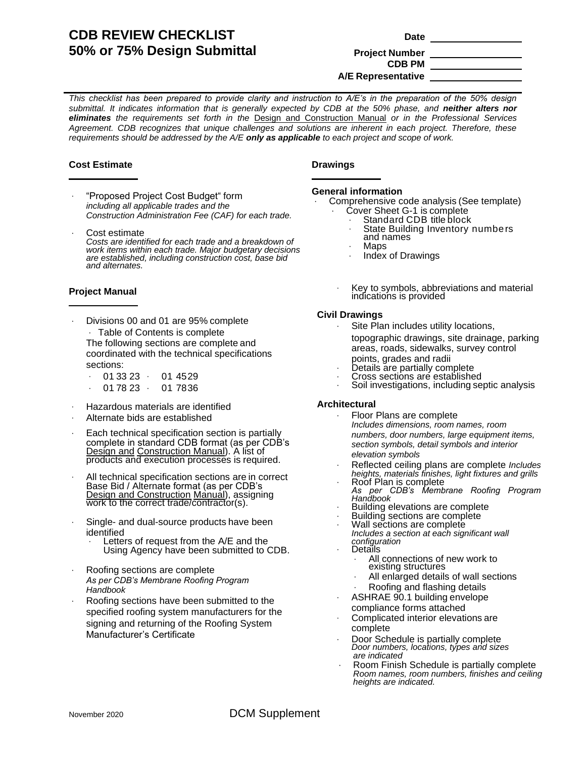# CDB REVIEW CHECKLIST
# 50% or 75% Design Submittal

**Date** \_\_\_\_\_\_\_\_\_\_\_\_\_\_\_\_

**Project Number** \_\_\_\_\_\_\_\_\_\_\_\_\_\_\_\_

**CDB PM** \_\_\_\_\_\_\_\_\_\_\_\_\_\_\_\_

**A/E Representative** \_\_\_\_\_\_\_\_\_\_\_\_\_\_\_\_

*This checklist has been prepared to provide clarity and instruction to A/E's in the preparation of the 50% design submittal. It indicates information that is generally expected by CDB at the 50% phase, and* ***neither alters nor eliminates*** *the requirements set forth in the* Design and Construction Manual *or in the Professional Services Agreement. CDB recognizes that unique challenges and solutions are inherent in each project. Therefore, these requirements should be addressed by the A/E* ***only as applicable*** *to each project and scope of work.*

## Cost Estimate

- "Proposed Project Cost Budget" form
  *including all applicable trades and the Construction Administration Fee (CAF) for each trade.*
- Cost estimate
  *Costs are identified for each trade and a breakdown of work items within each trade. Major budgetary decisions are established, including construction cost, base bid and alternates.*

## Project Manual

- Divisions 00 and 01 are 95% complete
  - Table of Contents is complete

  The following sections are complete and coordinated with the technical specifications sections:
  - 01 33 23
  - 01 45 29
  - 01 78 23
  - 01 78 36
- Hazardous materials are identified
- Alternate bids are established
- Each technical specification section is partially complete in standard CDB format (as per CDB's Design and Construction Manual). A list of products and execution processes is required.
- All technical specification sections are in correct Base Bid / Alternate format (as per CDB's Design and Construction Manual), assigning work to the correct trade/contractor(s).
- Single- and dual-source products have been identified
  - Letters of request from the A/E and the Using Agency have been submitted to CDB.
- Roofing sections are complete
  *As per CDB's Membrane Roofing Program Handbook*
- Roofing sections have been submitted to the specified roofing system manufacturers for the signing and returning of the Roofing System Manufacturer's Certificate

## Drawings

### General information

- Comprehensive code analysis (See template)
  - Cover Sheet G-1 is complete
    - Standard CDB title block
    - State Building Inventory numbers and names
    - Maps
    - Index of Drawings
  - Key to symbols, abbreviations and material indications is provided

### Civil Drawings

- Site Plan includes utility locations, topographic drawings, site drainage, parking areas, roads, sidewalks, survey control points, grades and radii
- Details are partially complete
- Cross sections are established
- Soil investigations, including septic analysis

### Architectural

- Floor Plans are complete
  *Includes dimensions, room names, room numbers, door numbers, large equipment items, section symbols, detail symbols and interior elevation symbols*
- Reflected ceiling plans are complete *Includes heights, materials finishes, light fixtures and grills*
- Roof Plan is complete
  *As per CDB's Membrane Roofing Program Handbook*
- Building elevations are complete
- Building sections are complete
- Wall sections are complete
  *Includes a section at each significant wall configuration*
- Details
  - All connections of new work to existing structures
  - All enlarged details of wall sections
  - Roofing and flashing details
- ASHRAE 90.1 building envelope compliance forms attached
- Complicated interior elevations are complete
- Door Schedule is partially complete
  *Door numbers, locations, types and sizes are indicated*
- Room Finish Schedule is partially complete
  *Room names, room numbers, finishes and ceiling heights are indicated.*

November 2020 DCM Supplement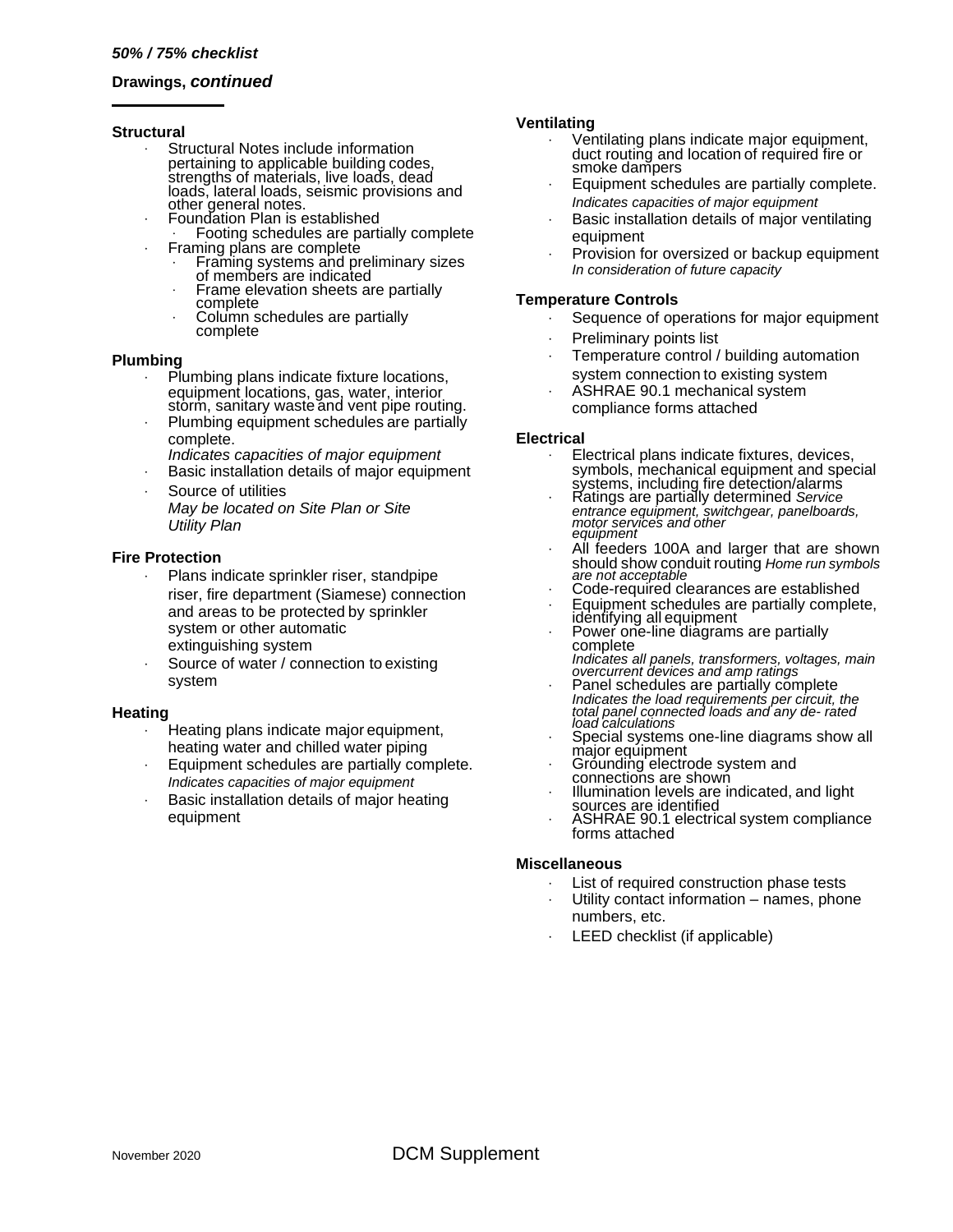*50% / 75% checklist*

**Drawings, *continued***

**Structural**

- Structural Notes include information pertaining to applicable building codes, strengths of materials, live loads, dead loads, lateral loads, seismic provisions and other general notes.
- Foundation Plan is established
  - Footing schedules are partially complete
- Framing plans are complete
  - Framing systems and preliminary sizes of members are indicated
  - Frame elevation sheets are partially complete
  - Column schedules are partially complete

**Plumbing**

- Plumbing plans indicate fixture locations, equipment locations, gas, water, interior storm, sanitary waste and vent pipe routing.
- Plumbing equipment schedules are partially complete.
  *Indicates capacities of major equipment*
- Basic installation details of major equipment
- Source of utilities
  *May be located on Site Plan or Site Utility Plan*

**Fire Protection**

- Plans indicate sprinkler riser, standpipe riser, fire department (Siamese) connection and areas to be protected by sprinkler system or other automatic extinguishing system
- Source of water / connection to existing system

**Heating**

- Heating plans indicate major equipment, heating water and chilled water piping
- Equipment schedules are partially complete.
  *Indicates capacities of major equipment*
- Basic installation details of major heating equipment

**Ventilating**

- Ventilating plans indicate major equipment, duct routing and location of required fire or smoke dampers
- Equipment schedules are partially complete.
  *Indicates capacities of major equipment*
- Basic installation details of major ventilating equipment
- Provision for oversized or backup equipment
  *In consideration of future capacity*

**Temperature Controls**

- Sequence of operations for major equipment
- Preliminary points list
- Temperature control / building automation system connection to existing system
- ASHRAE 90.1 mechanical system compliance forms attached

**Electrical**

- Electrical plans indicate fixtures, devices, symbols, mechanical equipment and special systems, including fire detection/alarms
- Ratings are partially determined *Service entrance equipment, switchgear, panelboards, motor services and other equipment*
- All feeders 100A and larger that are shown should show conduit routing *Home run symbols are not acceptable*
- Code-required clearances are established
- Equipment schedules are partially complete, identifying all equipment
- Power one-line diagrams are partially complete
  *Indicates all panels, transformers, voltages, main overcurrent devices and amp ratings*
- Panel schedules are partially complete
  *Indicates the load requirements per circuit, the total panel connected loads and any de- rated load calculations*
- Special systems one-line diagrams show all major equipment
- Grounding electrode system and connections are shown
- Illumination levels are indicated, and light sources are identified
- ASHRAE 90.1 electrical system compliance forms attached

**Miscellaneous**

- List of required construction phase tests
- Utility contact information – names, phone numbers, etc.
- LEED checklist (if applicable)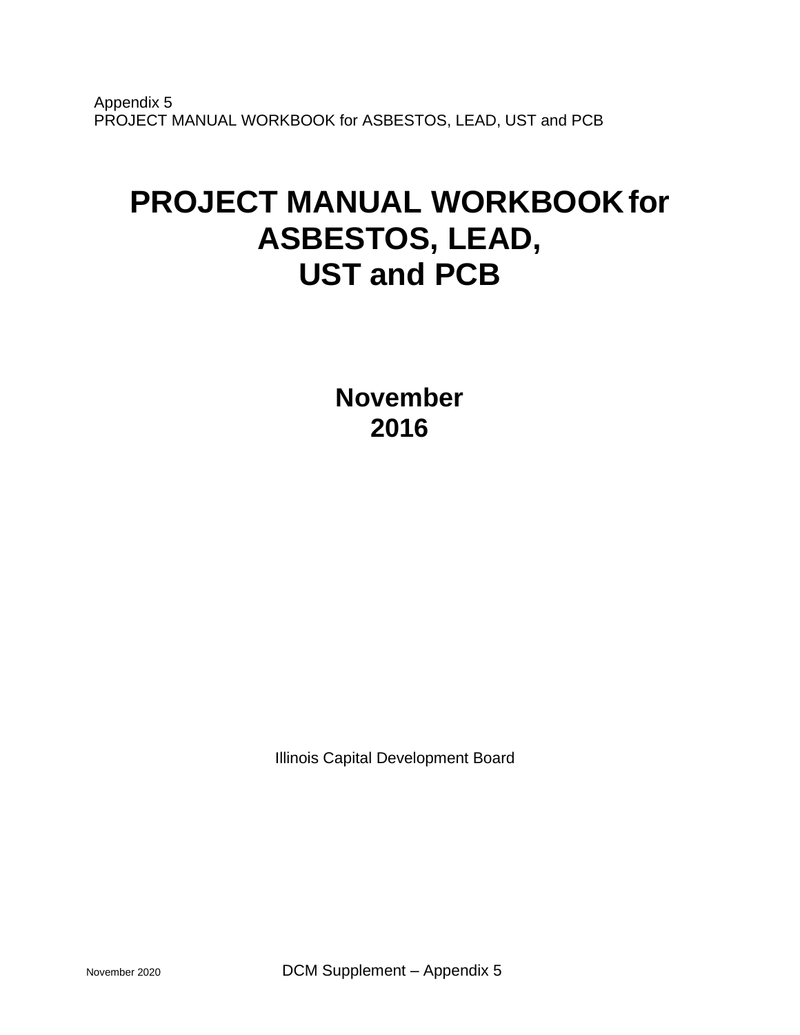Appendix 5
PROJECT MANUAL WORKBOOK for ASBESTOS, LEAD, UST and PCB

# PROJECT MANUAL WORKBOOK for ASBESTOS, LEAD, UST and PCB

## November 2016

Illinois Capital Development Board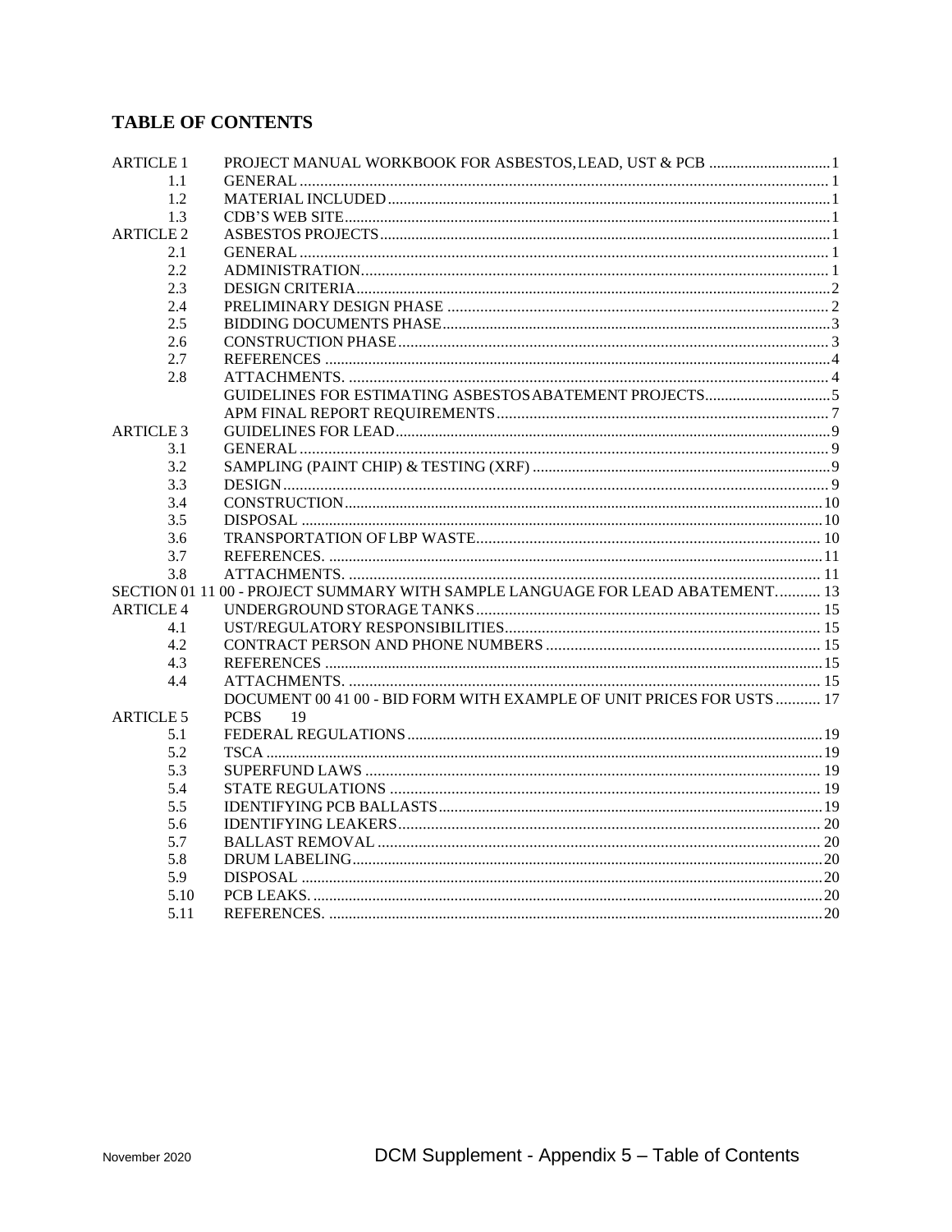## TABLE OF CONTENTS

| | | |
|---|---|---|
| ARTICLE 1 | PROJECT MANUAL WORKBOOK FOR ASBESTOS, LEAD, UST & PCB | 1 |
| 1.1 | GENERAL | 1 |
| 1.2 | MATERIAL INCLUDED | 1 |
| 1.3 | CDB'S WEB SITE | 1 |
| ARTICLE 2 | ASBESTOS PROJECTS | 1 |
| 2.1 | GENERAL | 1 |
| 2.2 | ADMINISTRATION | 1 |
| 2.3 | DESIGN CRITERIA | 2 |
| 2.4 | PRELIMINARY DESIGN PHASE | 2 |
| 2.5 | BIDDING DOCUMENTS PHASE | 3 |
| 2.6 | CONSTRUCTION PHASE | 3 |
| 2.7 | REFERENCES | 4 |
| 2.8 | ATTACHMENTS. | 4 |
| | GUIDELINES FOR ESTIMATING ASBESTOS ABATEMENT PROJECTS | 5 |
| | APM FINAL REPORT REQUIREMENTS | 7 |
| ARTICLE 3 | GUIDELINES FOR LEAD | 9 |
| 3.1 | GENERAL | 9 |
| 3.2 | SAMPLING (PAINT CHIP) & TESTING (XRF) | 9 |
| 3.3 | DESIGN | 9 |
| 3.4 | CONSTRUCTION | 10 |
| 3.5 | DISPOSAL | 10 |
| 3.6 | TRANSPORTATION OF LBP WASTE | 10 |
| 3.7 | REFERENCES. | 11 |
| 3.8 | ATTACHMENTS. | 11 |
| SECTION 01 11 00 - PROJECT SUMMARY WITH SAMPLE LANGUAGE FOR LEAD ABATEMENT. | | 13 |
| ARTICLE 4 | UNDERGROUND STORAGE TANKS | 15 |
| 4.1 | UST/REGULATORY RESPONSIBILITIES | 15 |
| 4.2 | CONTRACT PERSON AND PHONE NUMBERS | 15 |
| 4.3 | REFERENCES | 15 |
| 4.4 | ATTACHMENTS. | 15 |
| | DOCUMENT 00 41 00 - BID FORM WITH EXAMPLE OF UNIT PRICES FOR USTS | 17 |
| ARTICLE 5 | PCBS | 19 |
| 5.1 | FEDERAL REGULATIONS | 19 |
| 5.2 | TSCA | 19 |
| 5.3 | SUPERFUND LAWS | 19 |
| 5.4 | STATE REGULATIONS | 19 |
| 5.5 | IDENTIFYING PCB BALLASTS | 19 |
| 5.6 | IDENTIFYING LEAKERS | 20 |
| 5.7 | BALLAST REMOVAL | 20 |
| 5.8 | DRUM LABELING | 20 |
| 5.9 | DISPOSAL | 20 |
| 5.10 | PCB LEAKS. | 20 |
| 5.11 | REFERENCES. | 20 |

November 2020 DCM Supplement - Appendix 5 – Table of Contents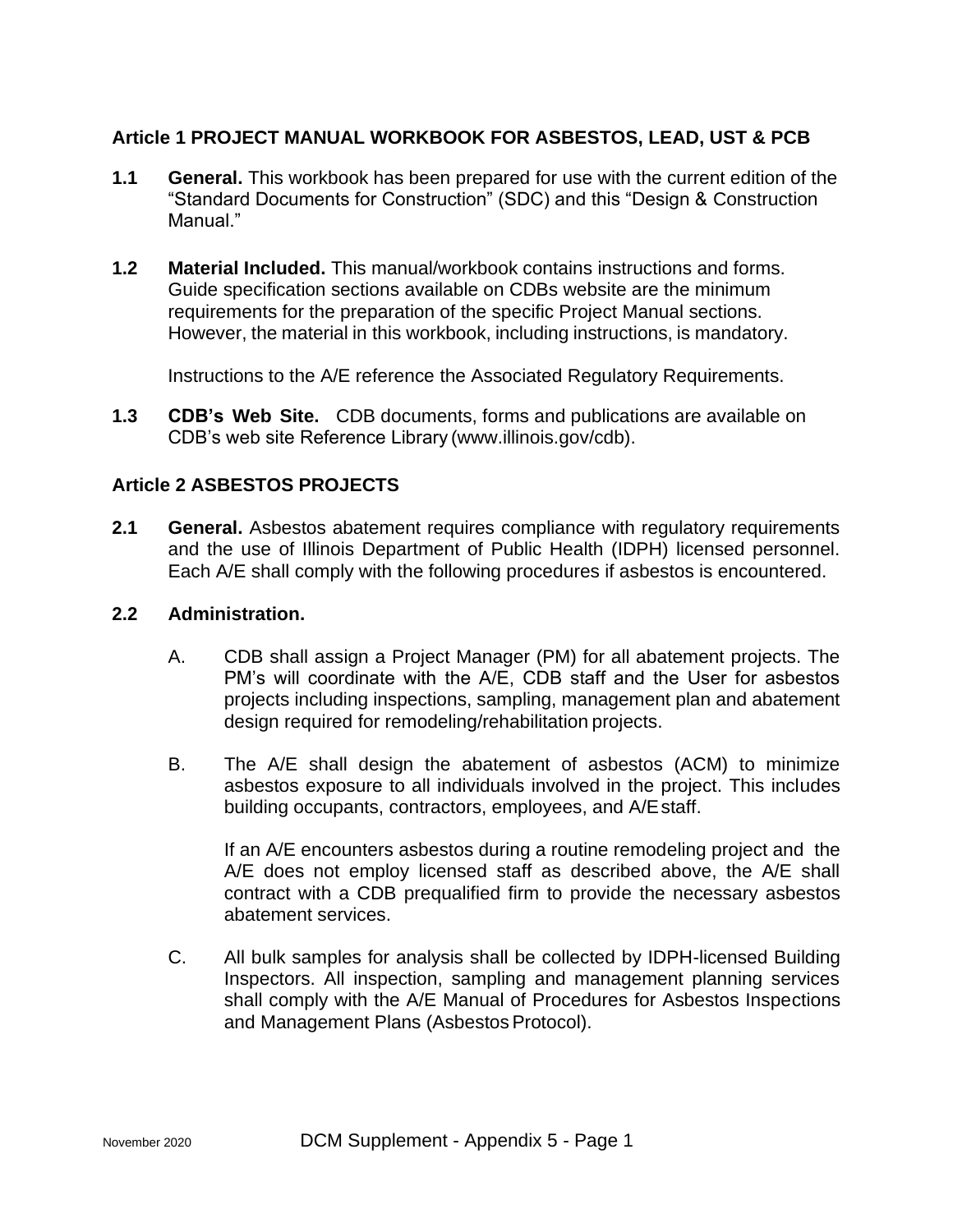## Article 1 PROJECT MANUAL WORKBOOK FOR ASBESTOS, LEAD, UST & PCB

**1.1 General.** This workbook has been prepared for use with the current edition of the "Standard Documents for Construction" (SDC) and this "Design & Construction Manual."

**1.2 Material Included.** This manual/workbook contains instructions and forms. Guide specification sections available on CDBs website are the minimum requirements for the preparation of the specific Project Manual sections. However, the material in this workbook, including instructions, is mandatory.

Instructions to the A/E reference the Associated Regulatory Requirements.

**1.3 CDB's Web Site.** CDB documents, forms and publications are available on CDB's web site Reference Library (www.illinois.gov/cdb).

## Article 2 ASBESTOS PROJECTS

**2.1 General.** Asbestos abatement requires compliance with regulatory requirements and the use of Illinois Department of Public Health (IDPH) licensed personnel. Each A/E shall comply with the following procedures if asbestos is encountered.

**2.2 Administration.**

A. CDB shall assign a Project Manager (PM) for all abatement projects. The PM's will coordinate with the A/E, CDB staff and the User for asbestos projects including inspections, sampling, management plan and abatement design required for remodeling/rehabilitation projects.

B. The A/E shall design the abatement of asbestos (ACM) to minimize asbestos exposure to all individuals involved in the project. This includes building occupants, contractors, employees, and A/E staff.

If an A/E encounters asbestos during a routine remodeling project and the A/E does not employ licensed staff as described above, the A/E shall contract with a CDB prequalified firm to provide the necessary asbestos abatement services.

C. All bulk samples for analysis shall be collected by IDPH-licensed Building Inspectors. All inspection, sampling and management planning services shall comply with the A/E Manual of Procedures for Asbestos Inspections and Management Plans (Asbestos Protocol).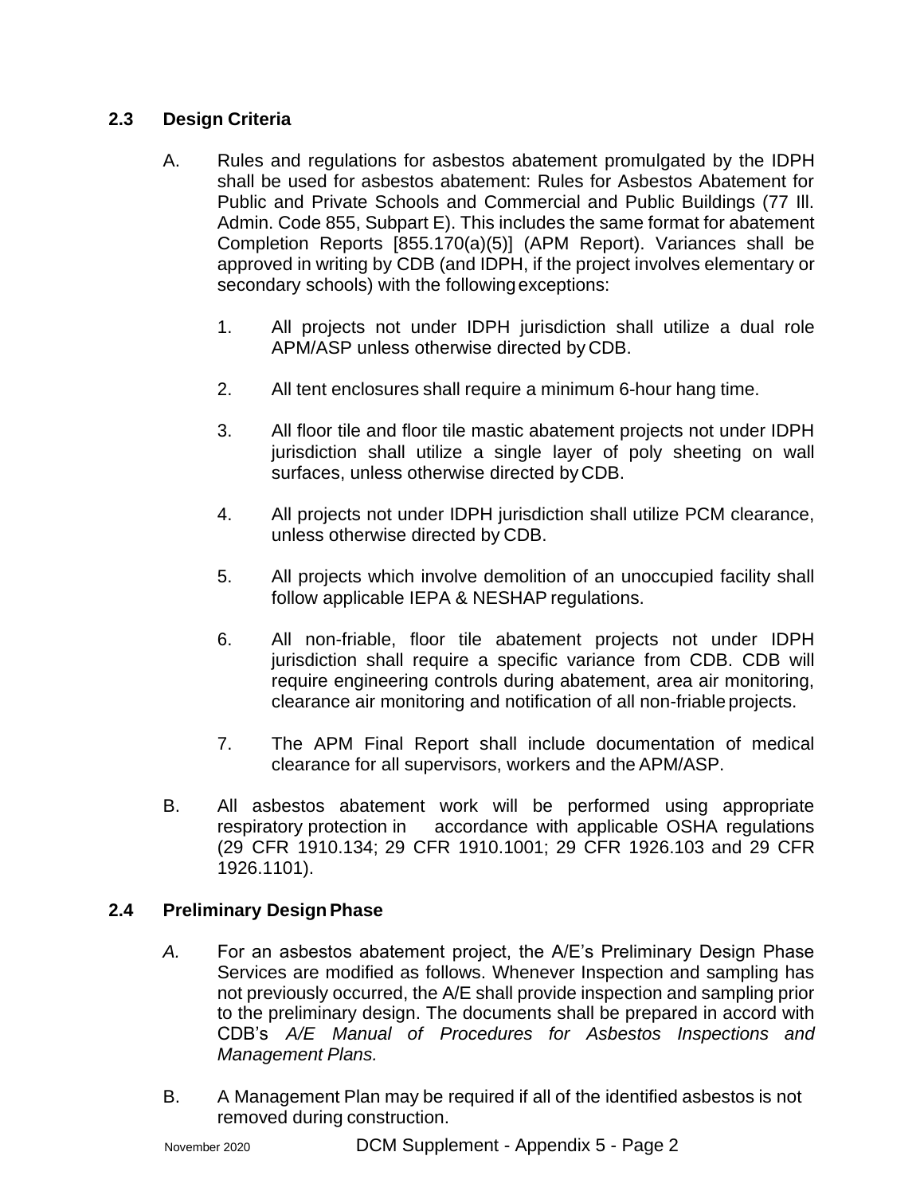## 2.3 Design Criteria

A. Rules and regulations for asbestos abatement promulgated by the IDPH shall be used for asbestos abatement: Rules for Asbestos Abatement for Public and Private Schools and Commercial and Public Buildings (77 Ill. Admin. Code 855, Subpart E). This includes the same format for abatement Completion Reports [855.170(a)(5)] (APM Report). Variances shall be approved in writing by CDB (and IDPH, if the project involves elementary or secondary schools) with the following exceptions:

   1. All projects not under IDPH jurisdiction shall utilize a dual role APM/ASP unless otherwise directed by CDB.

   2. All tent enclosures shall require a minimum 6-hour hang time.

   3. All floor tile and floor tile mastic abatement projects not under IDPH jurisdiction shall utilize a single layer of poly sheeting on wall surfaces, unless otherwise directed by CDB.

   4. All projects not under IDPH jurisdiction shall utilize PCM clearance, unless otherwise directed by CDB.

   5. All projects which involve demolition of an unoccupied facility shall follow applicable IEPA & NESHAP regulations.

   6. All non-friable, floor tile abatement projects not under IDPH jurisdiction shall require a specific variance from CDB. CDB will require engineering controls during abatement, area air monitoring, clearance air monitoring and notification of all non-friable projects.

   7. The APM Final Report shall include documentation of medical clearance for all supervisors, workers and the APM/ASP.

B. All asbestos abatement work will be performed using appropriate respiratory protection in accordance with applicable OSHA regulations (29 CFR 1910.134; 29 CFR 1910.1001; 29 CFR 1926.103 and 29 CFR 1926.1101).

## 2.4 Preliminary Design Phase

*A.* For an asbestos abatement project, the A/E's Preliminary Design Phase Services are modified as follows. Whenever Inspection and sampling has not previously occurred, the A/E shall provide inspection and sampling prior to the preliminary design. The documents shall be prepared in accord with CDB's *A/E Manual of Procedures for Asbestos Inspections and Management Plans.*

B. A Management Plan may be required if all of the identified asbestos is not removed during construction.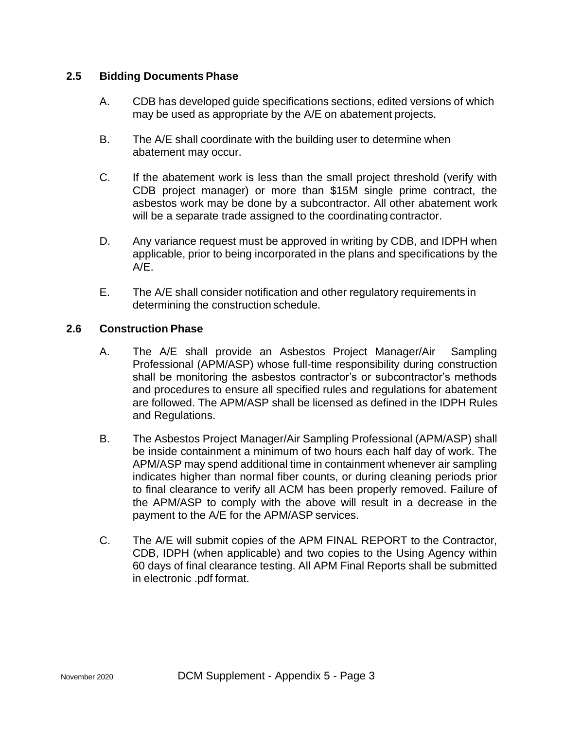## 2.5 Bidding Documents Phase

A. CDB has developed guide specifications sections, edited versions of which may be used as appropriate by the A/E on abatement projects.

B. The A/E shall coordinate with the building user to determine when abatement may occur.

C. If the abatement work is less than the small project threshold (verify with CDB project manager) or more than $15M single prime contract, the asbestos work may be done by a subcontractor. All other abatement work will be a separate trade assigned to the coordinating contractor.

D. Any variance request must be approved in writing by CDB, and IDPH when applicable, prior to being incorporated in the plans and specifications by the A/E.

E. The A/E shall consider notification and other regulatory requirements in determining the construction schedule.

## 2.6 Construction Phase

A. The A/E shall provide an Asbestos Project Manager/Air Sampling Professional (APM/ASP) whose full-time responsibility during construction shall be monitoring the asbestos contractor's or subcontractor's methods and procedures to ensure all specified rules and regulations for abatement are followed. The APM/ASP shall be licensed as defined in the IDPH Rules and Regulations.

B. The Asbestos Project Manager/Air Sampling Professional (APM/ASP) shall be inside containment a minimum of two hours each half day of work. The APM/ASP may spend additional time in containment whenever air sampling indicates higher than normal fiber counts, or during cleaning periods prior to final clearance to verify all ACM has been properly removed. Failure of the APM/ASP to comply with the above will result in a decrease in the payment to the A/E for the APM/ASP services.

C. The A/E will submit copies of the APM FINAL REPORT to the Contractor, CDB, IDPH (when applicable) and two copies to the Using Agency within 60 days of final clearance testing. All APM Final Reports shall be submitted in electronic .pdf format.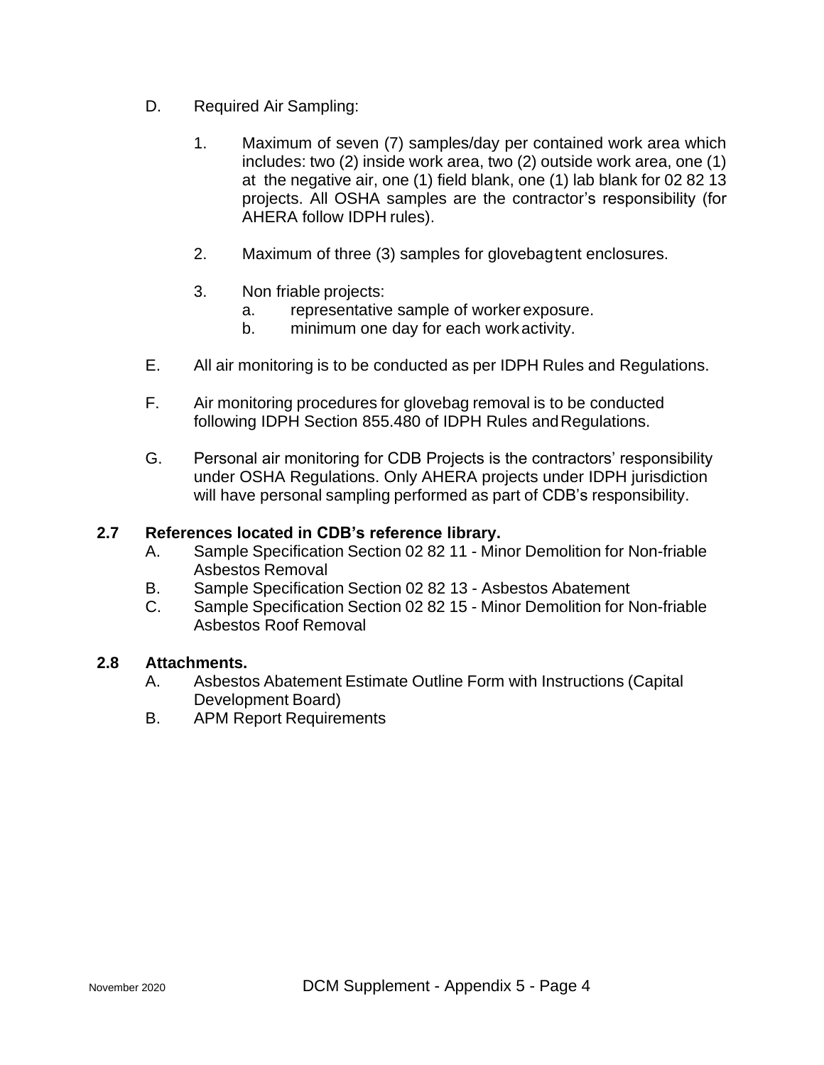D. Required Air Sampling:

1. Maximum of seven (7) samples/day per contained work area which includes: two (2) inside work area, two (2) outside work area, one (1) at the negative air, one (1) field blank, one (1) lab blank for 02 82 13 projects. All OSHA samples are the contractor's responsibility (for AHERA follow IDPH rules).

2. Maximum of three (3) samples for glovebag tent enclosures.

3. Non friable projects:
   a. representative sample of worker exposure.
   b. minimum one day for each work activity.

E. All air monitoring is to be conducted as per IDPH Rules and Regulations.

F. Air monitoring procedures for glovebag removal is to be conducted following IDPH Section 855.480 of IDPH Rules and Regulations.

G. Personal air monitoring for CDB Projects is the contractors' responsibility under OSHA Regulations. Only AHERA projects under IDPH jurisdiction will have personal sampling performed as part of CDB's responsibility.

### 2.7 References located in CDB's reference library.

A. Sample Specification Section 02 82 11 - Minor Demolition for Non-friable Asbestos Removal
B. Sample Specification Section 02 82 13 - Asbestos Abatement
C. Sample Specification Section 02 82 15 - Minor Demolition for Non-friable Asbestos Roof Removal

### 2.8 Attachments.

A. Asbestos Abatement Estimate Outline Form with Instructions (Capital Development Board)
B. APM Report Requirements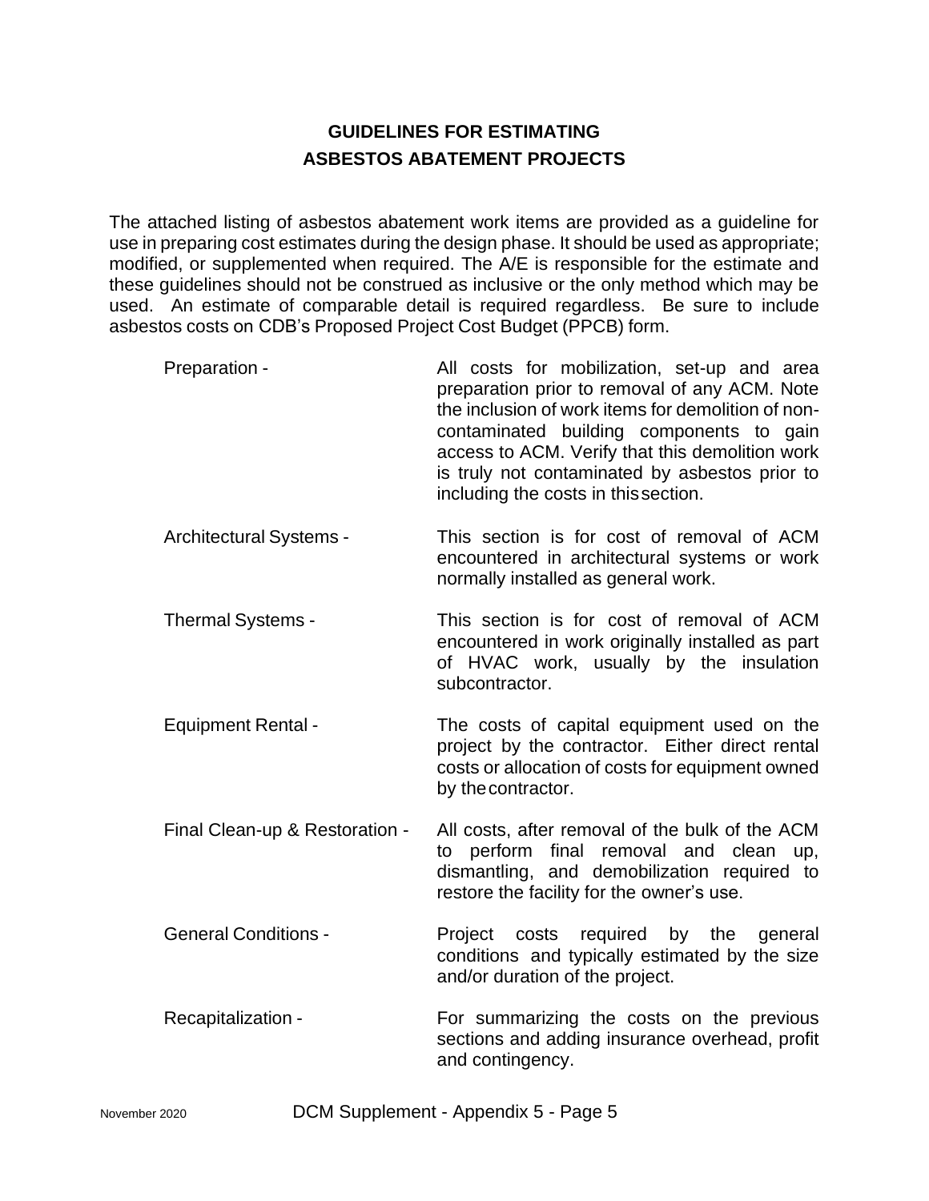# GUIDELINES FOR ESTIMATING ASBESTOS ABATEMENT PROJECTS

The attached listing of asbestos abatement work items are provided as a guideline for use in preparing cost estimates during the design phase. It should be used as appropriate; modified, or supplemented when required. The A/E is responsible for the estimate and these guidelines should not be construed as inclusive or the only method which may be used. An estimate of comparable detail is required regardless. Be sure to include asbestos costs on CDB's Proposed Project Cost Budget (PPCB) form.

| | |
|---|---|
| Preparation - | All costs for mobilization, set-up and area preparation prior to removal of any ACM. Note the inclusion of work items for demolition of non-contaminated building components to gain access to ACM. Verify that this demolition work is truly not contaminated by asbestos prior to including the costs in this section. |
| Architectural Systems - | This section is for cost of removal of ACM encountered in architectural systems or work normally installed as general work. |
| Thermal Systems - | This section is for cost of removal of ACM encountered in work originally installed as part of HVAC work, usually by the insulation subcontractor. |
| Equipment Rental - | The costs of capital equipment used on the project by the contractor. Either direct rental costs or allocation of costs for equipment owned by the contractor. |
| Final Clean-up & Restoration - | All costs, after removal of the bulk of the ACM to perform final removal and clean up, dismantling, and demobilization required to restore the facility for the owner's use. |
| General Conditions - | Project costs required by the general conditions and typically estimated by the size and/or duration of the project. |
| Recapitalization - | For summarizing the costs on the previous sections and adding insurance overhead, profit and contingency. |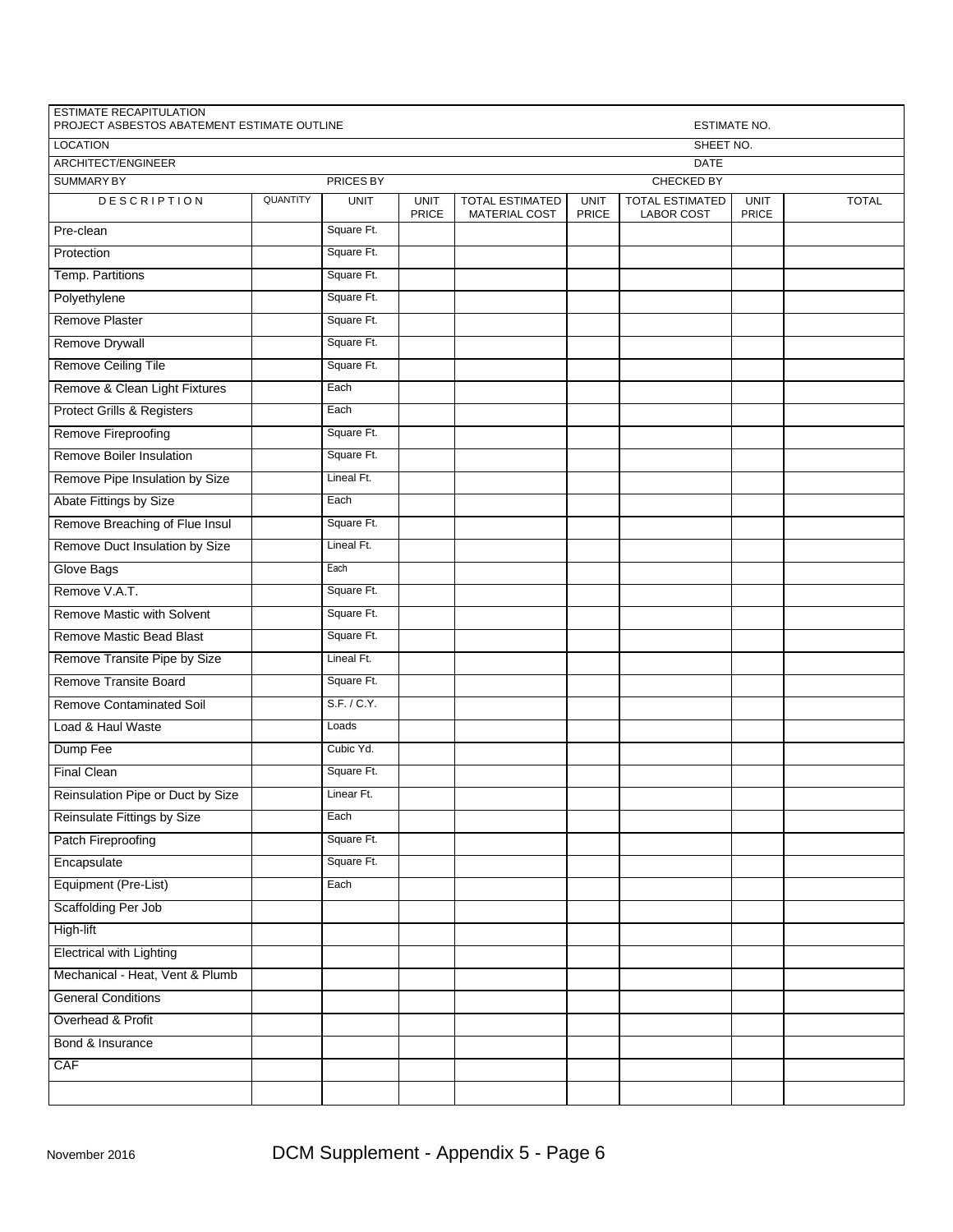ESTIMATE RECAPITULATION
PROJECT ASBESTOS ABATEMENT ESTIMATE OUTLINE — ESTIMATE NO.

LOCATION — SHEET NO.

ARCHITECT/ENGINEER — DATE

SUMMARY BY — PRICES BY — CHECKED BY

| DESCRIPTION | QUANTITY | UNIT | UNIT PRICE | TOTAL ESTIMATED MATERIAL COST | UNIT PRICE | TOTAL ESTIMATED LABOR COST | UNIT PRICE | TOTAL |
|---|---|---|---|---|---|---|---|---|
| Pre-clean | | Square Ft. | | | | | | |
| Protection | | Square Ft. | | | | | | |
| Temp. Partitions | | Square Ft. | | | | | | |
| Polyethylene | | Square Ft. | | | | | | |
| Remove Plaster | | Square Ft. | | | | | | |
| Remove Drywall | | Square Ft. | | | | | | |
| Remove Ceiling Tile | | Square Ft. | | | | | | |
| Remove & Clean Light Fixtures | | Each | | | | | | |
| Protect Grills & Registers | | Each | | | | | | |
| Remove Fireproofing | | Square Ft. | | | | | | |
| Remove Boiler Insulation | | Square Ft. | | | | | | |
| Remove Pipe Insulation by Size | | Lineal Ft. | | | | | | |
| Abate Fittings by Size | | Each | | | | | | |
| Remove Breaching of Flue Insul | | Square Ft. | | | | | | |
| Remove Duct Insulation by Size | | Lineal Ft. | | | | | | |
| Glove Bags | | Each | | | | | | |
| Remove V.A.T. | | Square Ft. | | | | | | |
| Remove Mastic with Solvent | | Square Ft. | | | | | | |
| Remove Mastic Bead Blast | | Square Ft. | | | | | | |
| Remove Transite Pipe by Size | | Lineal Ft. | | | | | | |
| Remove Transite Board | | Square Ft. | | | | | | |
| Remove Contaminated Soil | | S.F. / C.Y. | | | | | | |
| Load & Haul Waste | | Loads | | | | | | |
| Dump Fee | | Cubic Yd. | | | | | | |
| Final Clean | | Square Ft. | | | | | | |
| Reinsulation Pipe or Duct by Size | | Linear Ft. | | | | | | |
| Reinsulate Fittings by Size | | Each | | | | | | |
| Patch Fireproofing | | Square Ft. | | | | | | |
| Encapsulate | | Square Ft. | | | | | | |
| Equipment (Pre-List) | | Each | | | | | | |
| Scaffolding Per Job | | | | | | | | |
| High-lift | | | | | | | | |
| Electrical with Lighting | | | | | | | | |
| Mechanical - Heat, Vent & Plumb | | | | | | | | |
| General Conditions | | | | | | | | |
| Overhead & Profit | | | | | | | | |
| Bond & Insurance | | | | | | | | |
| CAF | | | | | | | | |
| | | | | | | | | |

November 2016 DCM Supplement - Appendix 5 - Page 6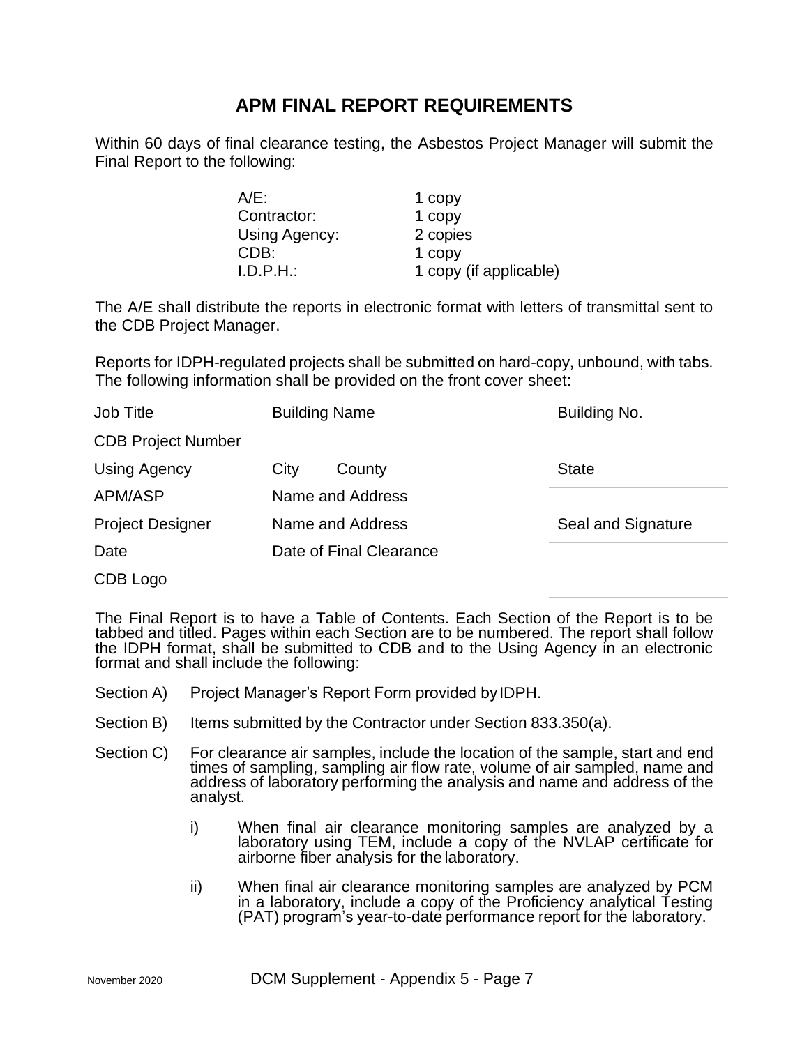# APM FINAL REPORT REQUIREMENTS

Within 60 days of final clearance testing, the Asbestos Project Manager will submit the Final Report to the following:

| | |
|---|---|
| A/E: | 1 copy |
| Contractor: | 1 copy |
| Using Agency: | 2 copies |
| CDB: | 1 copy |
| I.D.P.H.: | 1 copy (if applicable) |

The A/E shall distribute the reports in electronic format with letters of transmittal sent to the CDB Project Manager.

Reports for IDPH-regulated projects shall be submitted on hard-copy, unbound, with tabs. The following information shall be provided on the front cover sheet:

| | | | |
|---|---|---|---|
| Job Title | Building Name | | Building No. |
| CDB Project Number | | | |
| Using Agency | City | County | State |
| APM/ASP | Name and Address | | |
| Project Designer | Name and Address | | Seal and Signature |
| Date | Date of Final Clearance | | |
| CDB Logo | | | |

The Final Report is to have a Table of Contents. Each Section of the Report is to be tabbed and titled. Pages within each Section are to be numbered. The report shall follow the IDPH format, shall be submitted to CDB and to the Using Agency in an electronic format and shall include the following:

Section A) Project Manager's Report Form provided by IDPH.

Section B) Items submitted by the Contractor under Section 833.350(a).

Section C) For clearance air samples, include the location of the sample, start and end times of sampling, sampling air flow rate, volume of air sampled, name and address of laboratory performing the analysis and name and address of the analyst.

- i) When final air clearance monitoring samples are analyzed by a laboratory using TEM, include a copy of the NVLAP certificate for airborne fiber analysis for the laboratory.
- ii) When final air clearance monitoring samples are analyzed by PCM in a laboratory, include a copy of the Proficiency analytical Testing (PAT) program's year-to-date performance report for the laboratory.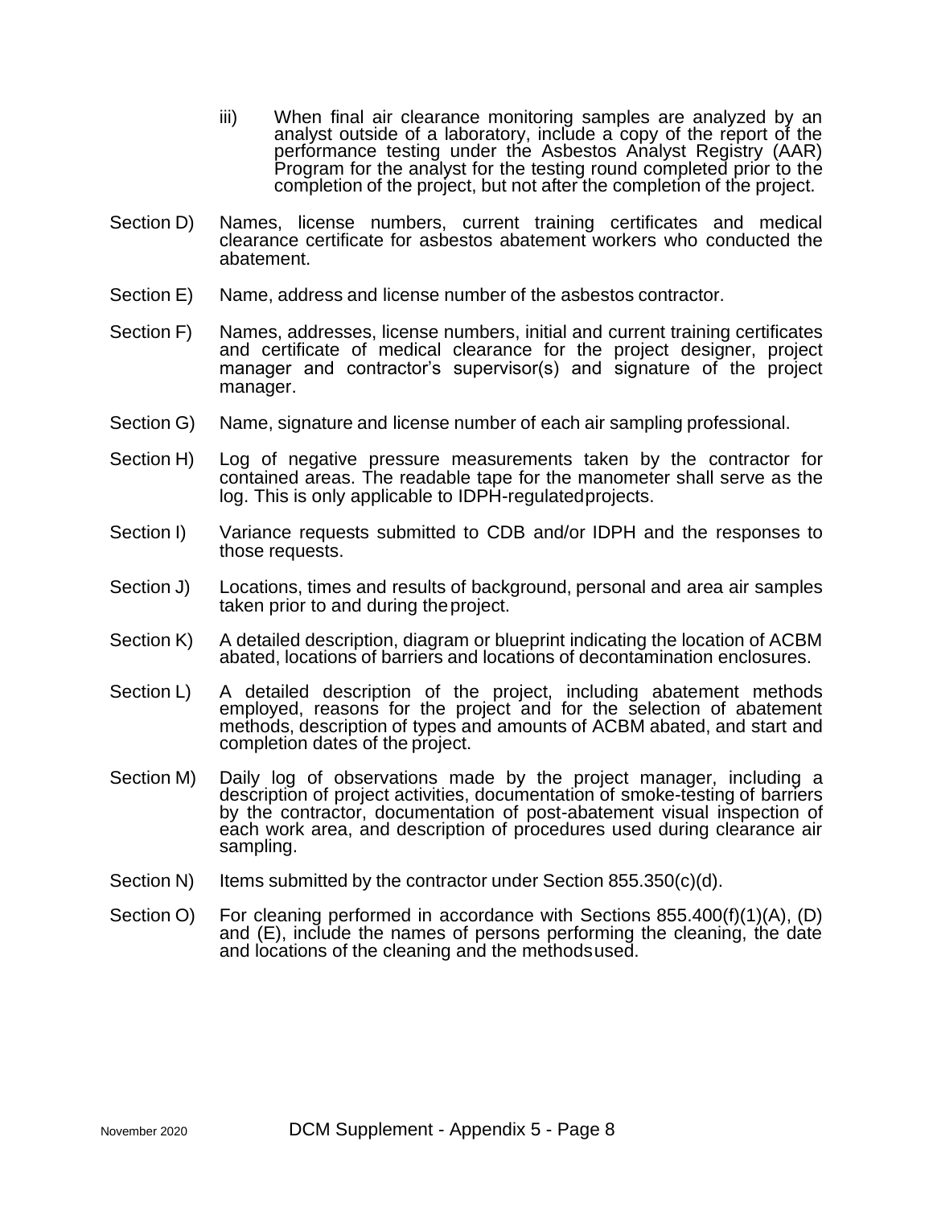iii) When final air clearance monitoring samples are analyzed by an analyst outside of a laboratory, include a copy of the report of the performance testing under the Asbestos Analyst Registry (AAR) Program for the analyst for the testing round completed prior to the completion of the project, but not after the completion of the project.

Section D) Names, license numbers, current training certificates and medical clearance certificate for asbestos abatement workers who conducted the abatement.

Section E) Name, address and license number of the asbestos contractor.

Section F) Names, addresses, license numbers, initial and current training certificates and certificate of medical clearance for the project designer, project manager and contractor's supervisor(s) and signature of the project manager.

Section G) Name, signature and license number of each air sampling professional.

Section H) Log of negative pressure measurements taken by the contractor for contained areas. The readable tape for the manometer shall serve as the log. This is only applicable to IDPH-regulated projects.

Section I) Variance requests submitted to CDB and/or IDPH and the responses to those requests.

Section J) Locations, times and results of background, personal and area air samples taken prior to and during the project.

Section K) A detailed description, diagram or blueprint indicating the location of ACBM abated, locations of barriers and locations of decontamination enclosures.

Section L) A detailed description of the project, including abatement methods employed, reasons for the project and for the selection of abatement methods, description of types and amounts of ACBM abated, and start and completion dates of the project.

Section M) Daily log of observations made by the project manager, including a description of project activities, documentation of smoke-testing of barriers by the contractor, documentation of post-abatement visual inspection of each work area, and description of procedures used during clearance air sampling.

Section N) Items submitted by the contractor under Section 855.350(c)(d).

Section O) For cleaning performed in accordance with Sections 855.400(f)(1)(A), (D) and (E), include the names of persons performing the cleaning, the date and locations of the cleaning and the methods used.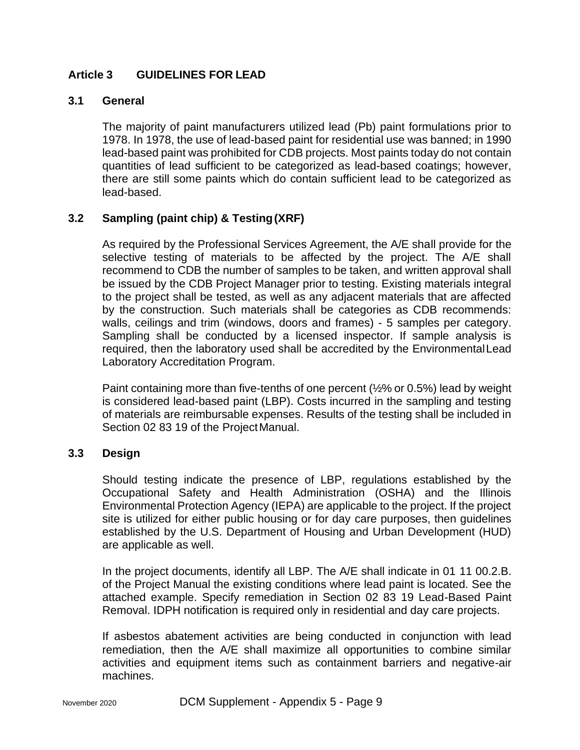## Article 3 GUIDELINES FOR LEAD

### 3.1 General

The majority of paint manufacturers utilized lead (Pb) paint formulations prior to 1978. In 1978, the use of lead-based paint for residential use was banned; in 1990 lead-based paint was prohibited for CDB projects. Most paints today do not contain quantities of lead sufficient to be categorized as lead-based coatings; however, there are still some paints which do contain sufficient lead to be categorized as lead-based.

### 3.2 Sampling (paint chip) & Testing (XRF)

As required by the Professional Services Agreement, the A/E shall provide for the selective testing of materials to be affected by the project. The A/E shall recommend to CDB the number of samples to be taken, and written approval shall be issued by the CDB Project Manager prior to testing. Existing materials integral to the project shall be tested, as well as any adjacent materials that are affected by the construction. Such materials shall be categories as CDB recommends: walls, ceilings and trim (windows, doors and frames) - 5 samples per category. Sampling shall be conducted by a licensed inspector. If sample analysis is required, then the laboratory used shall be accredited by the Environmental Lead Laboratory Accreditation Program.

Paint containing more than five-tenths of one percent (½% or 0.5%) lead by weight is considered lead-based paint (LBP). Costs incurred in the sampling and testing of materials are reimbursable expenses. Results of the testing shall be included in Section 02 83 19 of the Project Manual.

### 3.3 Design

Should testing indicate the presence of LBP, regulations established by the Occupational Safety and Health Administration (OSHA) and the Illinois Environmental Protection Agency (IEPA) are applicable to the project. If the project site is utilized for either public housing or for day care purposes, then guidelines established by the U.S. Department of Housing and Urban Development (HUD) are applicable as well.

In the project documents, identify all LBP. The A/E shall indicate in 01 11 00.2.B. of the Project Manual the existing conditions where lead paint is located. See the attached example. Specify remediation in Section 02 83 19 Lead-Based Paint Removal. IDPH notification is required only in residential and day care projects.

If asbestos abatement activities are being conducted in conjunction with lead remediation, then the A/E shall maximize all opportunities to combine similar activities and equipment items such as containment barriers and negative-air machines.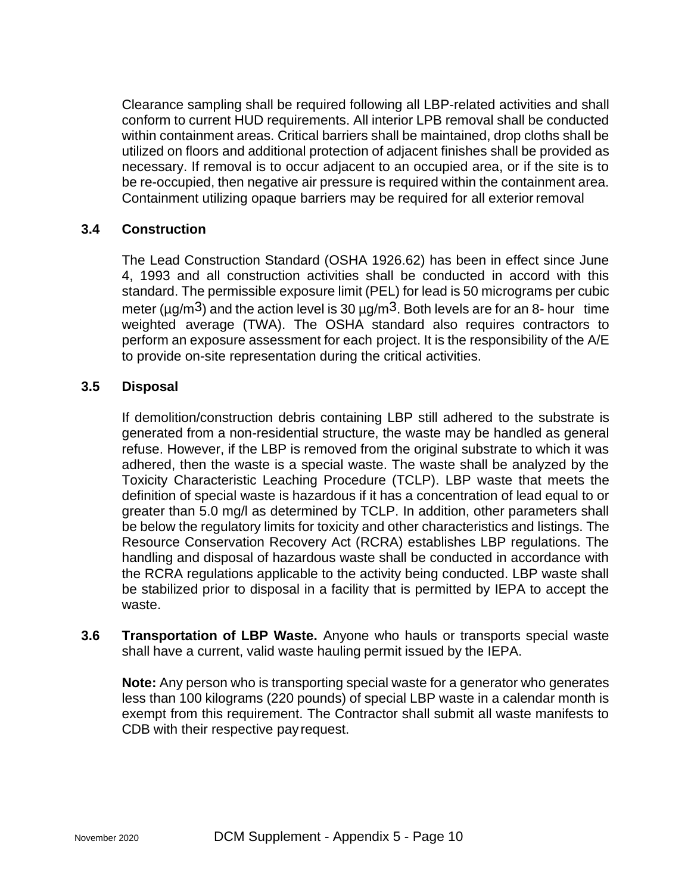Clearance sampling shall be required following all LBP-related activities and shall conform to current HUD requirements. All interior LPB removal shall be conducted within containment areas. Critical barriers shall be maintained, drop cloths shall be utilized on floors and additional protection of adjacent finishes shall be provided as necessary. If removal is to occur adjacent to an occupied area, or if the site is to be re-occupied, then negative air pressure is required within the containment area. Containment utilizing opaque barriers may be required for all exterior removal

### 3.4 Construction

The Lead Construction Standard (OSHA 1926.62) has been in effect since June 4, 1993 and all construction activities shall be conducted in accord with this standard. The permissible exposure limit (PEL) for lead is 50 micrograms per cubic meter (µg/$m^3$) and the action level is 30 µg/$m^3$. Both levels are for an 8- hour time weighted average (TWA). The OSHA standard also requires contractors to perform an exposure assessment for each project. It is the responsibility of the A/E to provide on-site representation during the critical activities.

### 3.5 Disposal

If demolition/construction debris containing LBP still adhered to the substrate is generated from a non-residential structure, the waste may be handled as general refuse. However, if the LBP is removed from the original substrate to which it was adhered, then the waste is a special waste. The waste shall be analyzed by the Toxicity Characteristic Leaching Procedure (TCLP). LBP waste that meets the definition of special waste is hazardous if it has a concentration of lead equal to or greater than 5.0 mg/l as determined by TCLP. In addition, other parameters shall be below the regulatory limits for toxicity and other characteristics and listings. The Resource Conservation Recovery Act (RCRA) establishes LBP regulations. The handling and disposal of hazardous waste shall be conducted in accordance with the RCRA regulations applicable to the activity being conducted. LBP waste shall be stabilized prior to disposal in a facility that is permitted by IEPA to accept the waste.

**3.6 Transportation of LBP Waste.** Anyone who hauls or transports special waste shall have a current, valid waste hauling permit issued by the IEPA.

**Note:** Any person who is transporting special waste for a generator who generates less than 100 kilograms (220 pounds) of special LBP waste in a calendar month is exempt from this requirement. The Contractor shall submit all waste manifests to CDB with their respective pay request.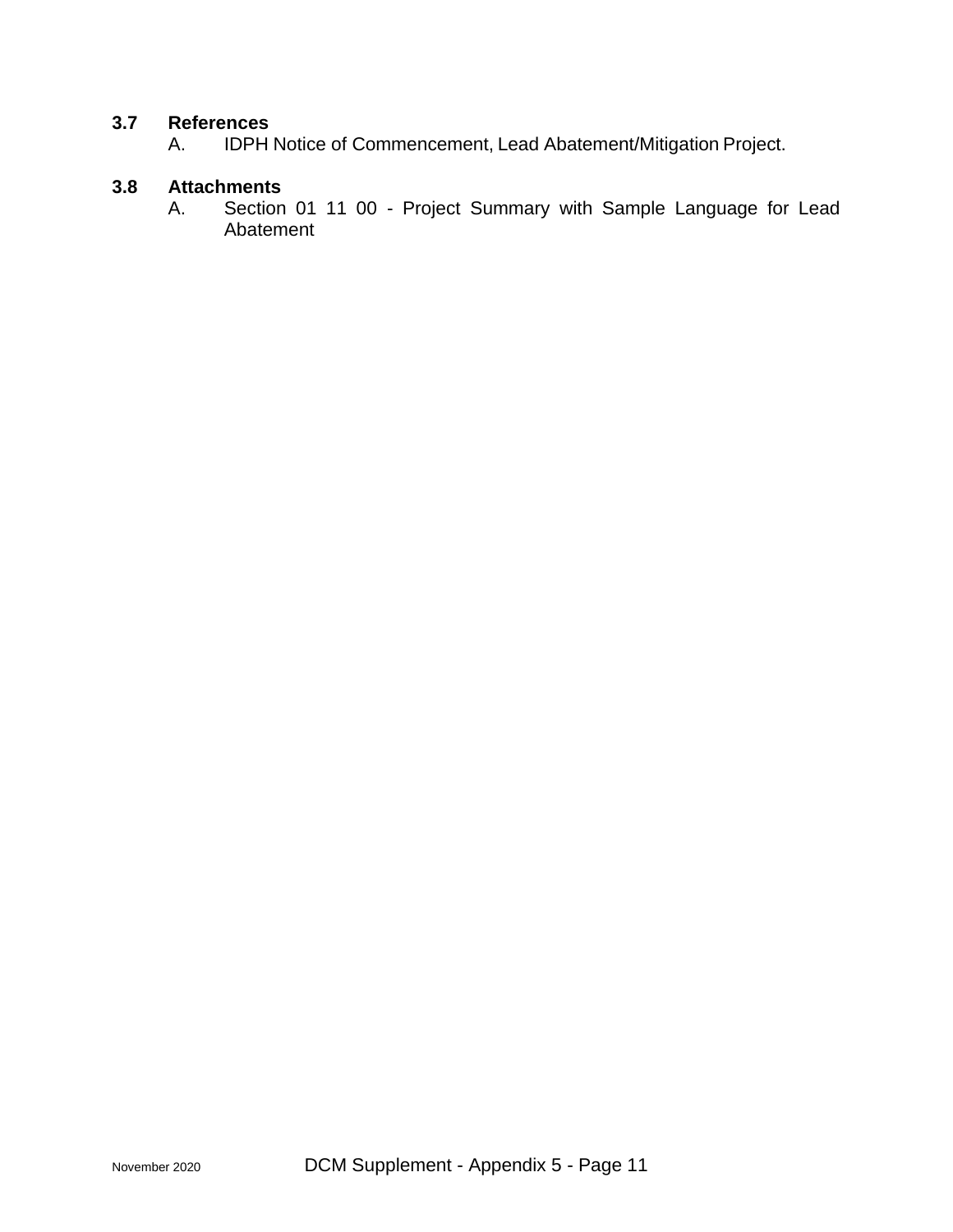### 3.7 References

A. IDPH Notice of Commencement, Lead Abatement/Mitigation Project.

### 3.8 Attachments

A. Section 01 11 00 - Project Summary with Sample Language for Lead Abatement